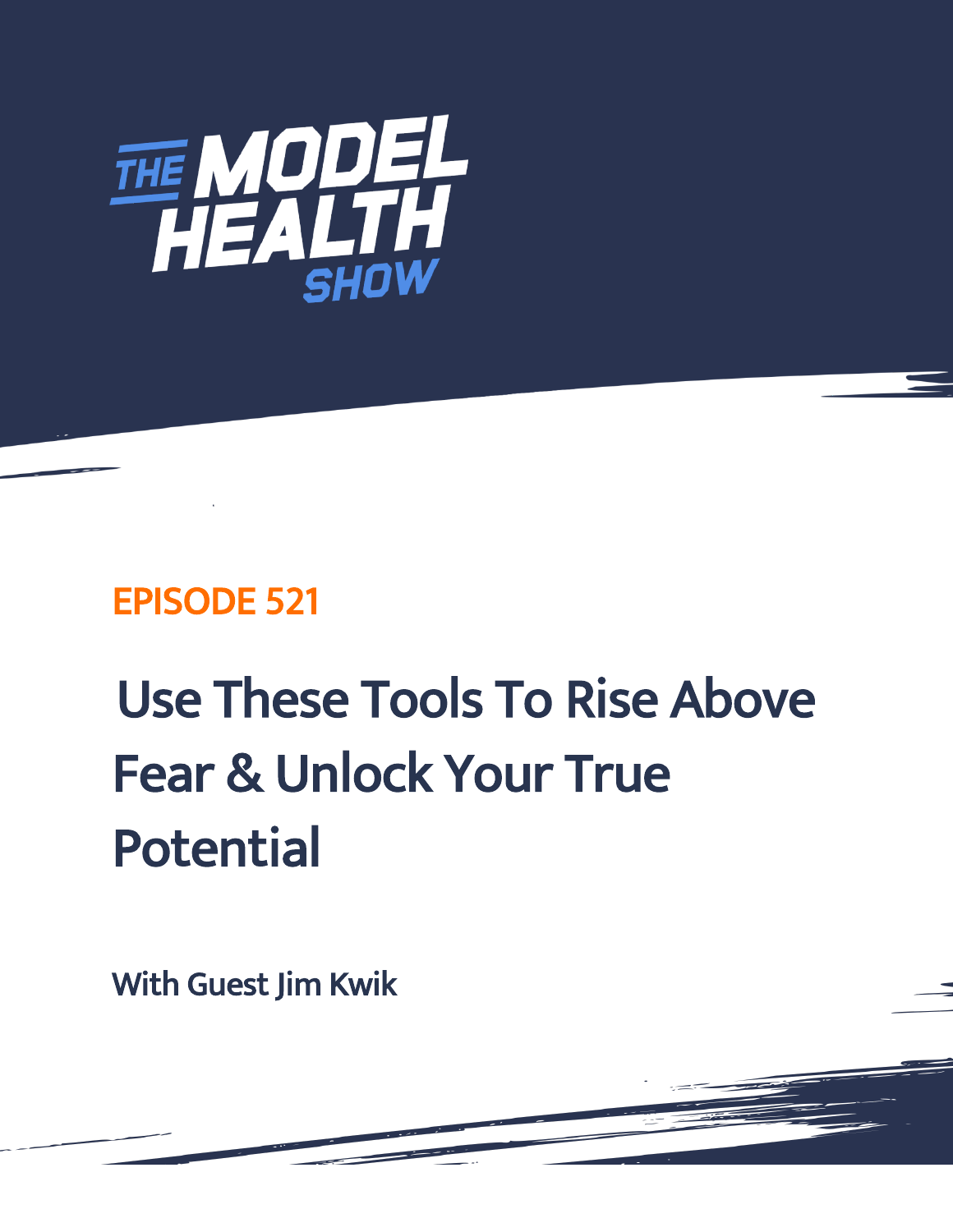# THE MODEL HEALTH SHOW

## EPISODE 521

# Use These Tools To Rise Above Fear & Unlock Your True Potential

**With Guest Jim Kwik**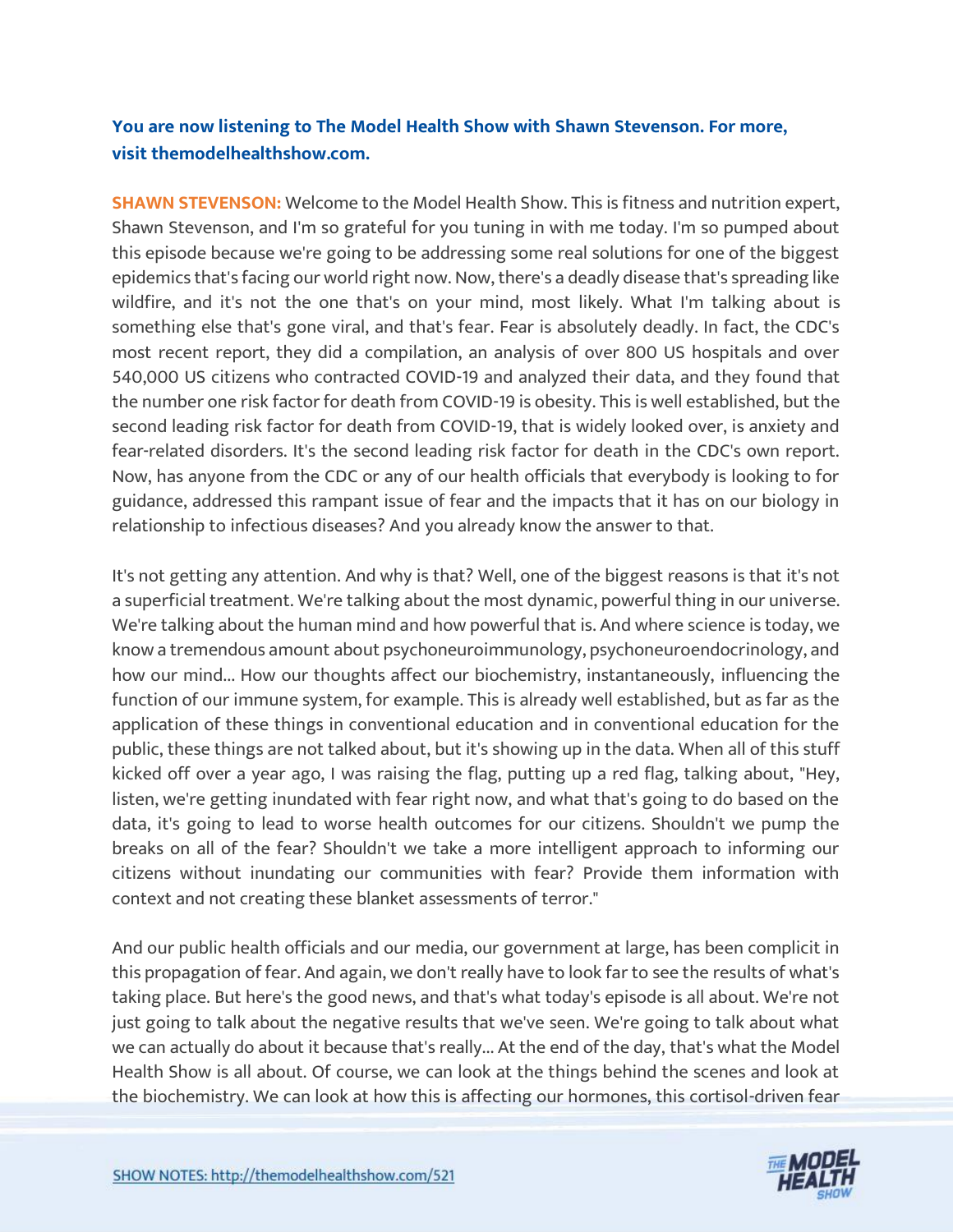**You are now listening to The Model Health Show with Shawn Stevenson. For more, visit themodelhealthshow.com.**

**SHAWN STEVENSON:** Welcome to the Model Health Show. This is fitness and nutrition expert, Shawn Stevenson, and I'm so grateful for you tuning in with me today. I'm so pumped about this episode because we're going to be addressing some real solutions for one of the biggest epidemics that's facing our world right now. Now, there's a deadly disease that's spreading like wildfire, and it's not the one that's on your mind, most likely. What I'm talking about is something else that's gone viral, and that's fear. Fear is absolutely deadly. In fact, the CDC's most recent report, they did a compilation, an analysis of over 800 US hospitals and over 540,000 US citizens who contracted COVID-19 and analyzed their data, and they found that the number one risk factor for death from COVID-19 is obesity. This is well established, but the second leading risk factor for death from COVID-19, that is widely looked over, is anxiety and fear-related disorders. It's the second leading risk factor for death in the CDC's own report. Now, has anyone from the CDC or any of our health officials that everybody is looking to for guidance, addressed this rampant issue of fear and the impacts that it has on our biology in relationship to infectious diseases? And you already know the answer to that.

It's not getting any attention. And why is that? Well, one of the biggest reasons is that it's not a superficial treatment. We're talking about the most dynamic, powerful thing in our universe. We're talking about the human mind and how powerful that is. And where science is today, we know a tremendous amount about psychoneuroimmunology, psychoneuroendocrinology, and how our mind... How our thoughts affect our biochemistry, instantaneously, influencing the function of our immune system, for example. This is already well established, but as far as the application of these things in conventional education and in conventional education for the public, these things are not talked about, but it's showing up in the data. When all of this stuff kicked off over a year ago, I was raising the flag, putting up a red flag, talking about, "Hey, listen, we're getting inundated with fear right now, and what that's going to do based on the data, it's going to lead to worse health outcomes for our citizens. Shouldn't we pump the breaks on all of the fear? Shouldn't we take a more intelligent approach to informing our citizens without inundating our communities with fear? Provide them information with context and not creating these blanket assessments of terror."

And our public health officials and our media, our government at large, has been complicit in this propagation of fear. And again, we don't really have to look far to see the results of what's taking place. But here's the good news, and that's what today's episode is all about. We're not just going to talk about the negative results that we've seen. We're going to talk about what we can actually do about it because that's really... At the end of the day, that's what the Model Health Show is all about. Of course, we can look at the things behind the scenes and look at the biochemistry. We can look at how this is affecting our hormones, this cortisol-driven fear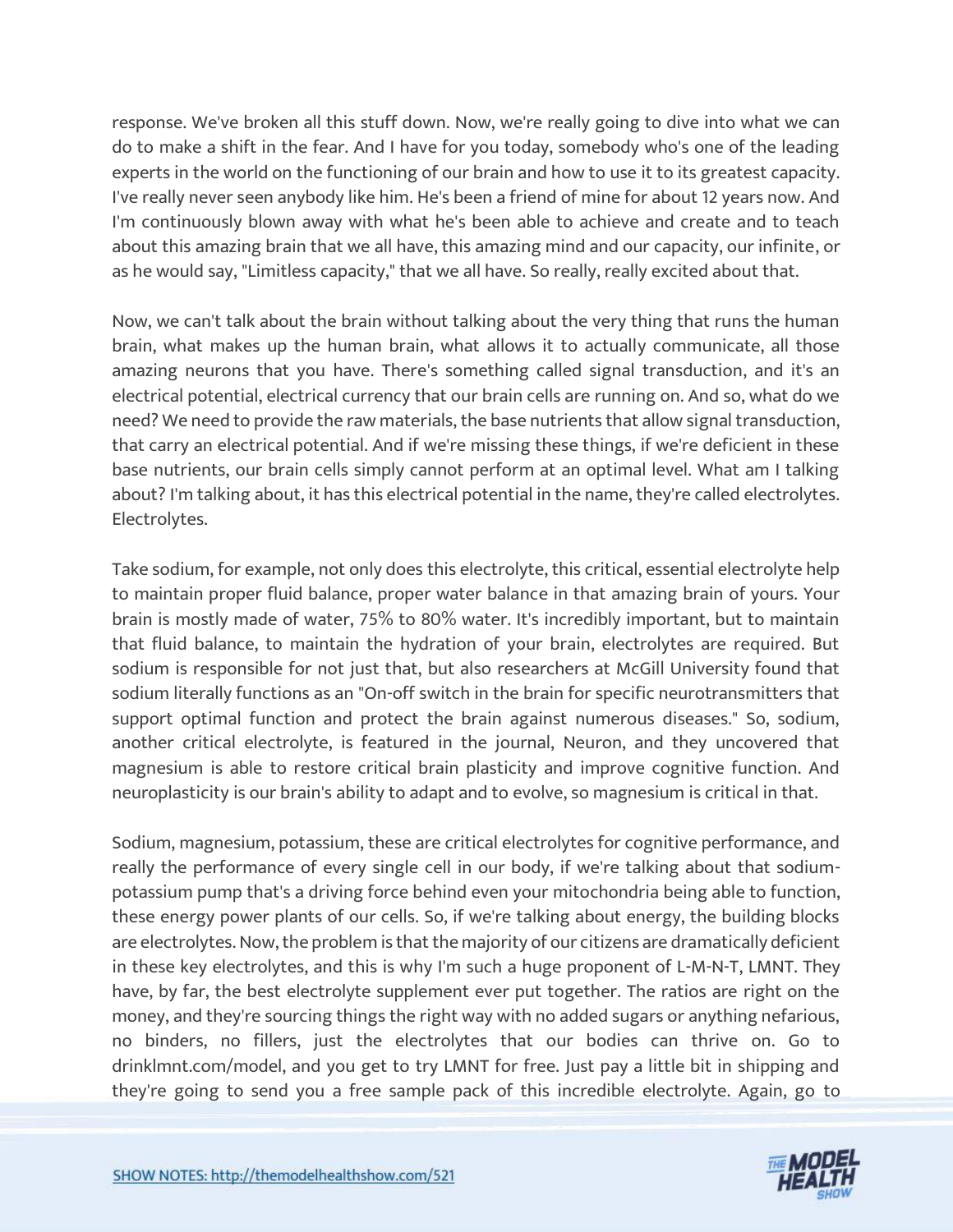response. We've broken all this stuff down. Now, we're really going to dive into what we can do to make a shift in the fear. And I have for you today, somebody who's one of the leading experts in the world on the functioning of our brain and how to use it to its greatest capacity. I've really never seen anybody like him. He's been a friend of mine for about 12 years now. And I'm continuously blown away with what he's been able to achieve and create and to teach about this amazing brain that we all have, this amazing mind and our capacity, our infinite, or as he would say, "Limitless capacity," that we all have. So really, really excited about that.

Now, we can't talk about the brain without talking about the very thing that runs the human brain, what makes up the human brain, what allows it to actually communicate, all those amazing neurons that you have. There's something called signal transduction, and it's an electrical potential, electrical currency that our brain cells are running on. And so, what do we need? We need to provide the raw materials, the base nutrients that allow signal transduction, that carry an electrical potential. And if we're missing these things, if we're deficient in these base nutrients, our brain cells simply cannot perform at an optimal level. What am I talking about? I'm talking about, it has this electrical potential in the name, they're called electrolytes. Electrolytes.

Take sodium, for example, not only does this electrolyte, this critical, essential electrolyte help to maintain proper fluid balance, proper water balance in that amazing brain of yours. Your brain is mostly made of water, 75% to 80% water. It's incredibly important, but to maintain that fluid balance, to maintain the hydration of your brain, electrolytes are required. But sodium is responsible for not just that, but also researchers at McGill University found that sodium literally functions as an "On-off switch in the brain for specific neurotransmitters that support optimal function and protect the brain against numerous diseases." So, sodium, another critical electrolyte, is featured in the journal, Neuron, and they uncovered that magnesium is able to restore critical brain plasticity and improve cognitive function. And neuroplasticity is our brain's ability to adapt and to evolve, so magnesium is critical in that.

Sodium, magnesium, potassium, these are critical electrolytes for cognitive performance, and really the performance of every single cell in our body, if we're talking about that sodium-potassium pump that's a driving force behind even your mitochondria being able to function, these energy power plants of our cells. So, if we're talking about energy, the building blocks are electrolytes. Now, the problem is that the majority of our citizens are dramatically deficient in these key electrolytes, and this is why I'm such a huge proponent of L-M-N-T, LMNT. They have, by far, the best electrolyte supplement ever put together. The ratios are right on the money, and they're sourcing things the right way with no added sugars or anything nefarious, no binders, no fillers, just the electrolytes that our bodies can thrive on. Go to drinklmnt.com/model, and you get to try LMNT for free. Just pay a little bit in shipping and they're going to send you a free sample pack of this incredible electrolyte. Again, go to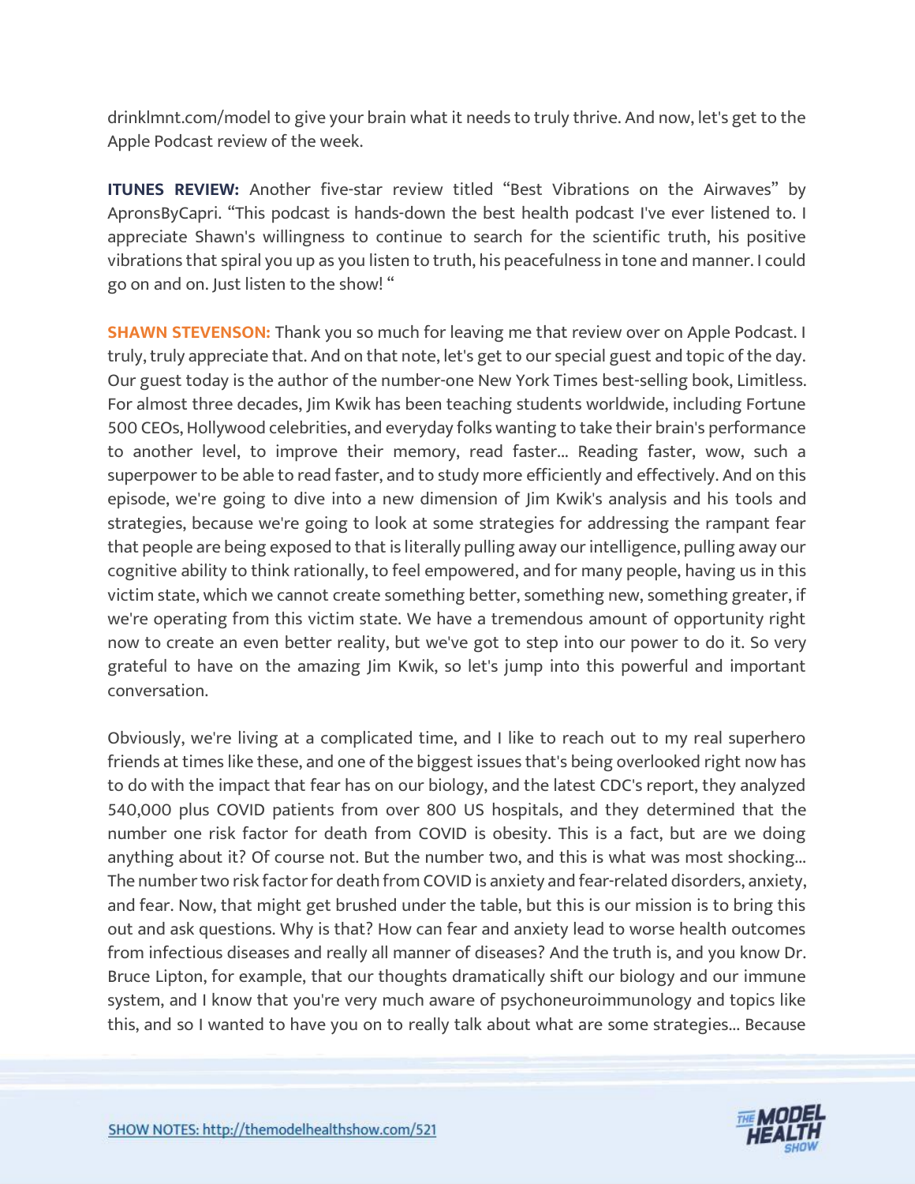drinklmnt.com/model to give your brain what it needs to truly thrive. And now, let's get to the Apple Podcast review of the week.

**ITUNES REVIEW:** Another five-star review titled "Best Vibrations on the Airwaves" by ApronsByCapri. "This podcast is hands-down the best health podcast I've ever listened to. I appreciate Shawn's willingness to continue to search for the scientific truth, his positive vibrations that spiral you up as you listen to truth, his peacefulness in tone and manner. I could go on and on. Just listen to the show! "

**SHAWN STEVENSON:** Thank you so much for leaving me that review over on Apple Podcast. I truly, truly appreciate that. And on that note, let's get to our special guest and topic of the day. Our guest today is the author of the number-one New York Times best-selling book, Limitless. For almost three decades, Jim Kwik has been teaching students worldwide, including Fortune 500 CEOs, Hollywood celebrities, and everyday folks wanting to take their brain's performance to another level, to improve their memory, read faster... Reading faster, wow, such a superpower to be able to read faster, and to study more efficiently and effectively. And on this episode, we're going to dive into a new dimension of Jim Kwik's analysis and his tools and strategies, because we're going to look at some strategies for addressing the rampant fear that people are being exposed to that is literally pulling away our intelligence, pulling away our cognitive ability to think rationally, to feel empowered, and for many people, having us in this victim state, which we cannot create something better, something new, something greater, if we're operating from this victim state. We have a tremendous amount of opportunity right now to create an even better reality, but we've got to step into our power to do it. So very grateful to have on the amazing Jim Kwik, so let's jump into this powerful and important conversation.

Obviously, we're living at a complicated time, and I like to reach out to my real superhero friends at times like these, and one of the biggest issues that's being overlooked right now has to do with the impact that fear has on our biology, and the latest CDC's report, they analyzed 540,000 plus COVID patients from over 800 US hospitals, and they determined that the number one risk factor for death from COVID is obesity. This is a fact, but are we doing anything about it? Of course not. But the number two, and this is what was most shocking... The number two risk factor for death from COVID is anxiety and fear-related disorders, anxiety, and fear. Now, that might get brushed under the table, but this is our mission is to bring this out and ask questions. Why is that? How can fear and anxiety lead to worse health outcomes from infectious diseases and really all manner of diseases? And the truth is, and you know Dr. Bruce Lipton, for example, that our thoughts dramatically shift our biology and our immune system, and I know that you're very much aware of psychoneuroimmunology and topics like this, and so I wanted to have you on to really talk about what are some strategies... Because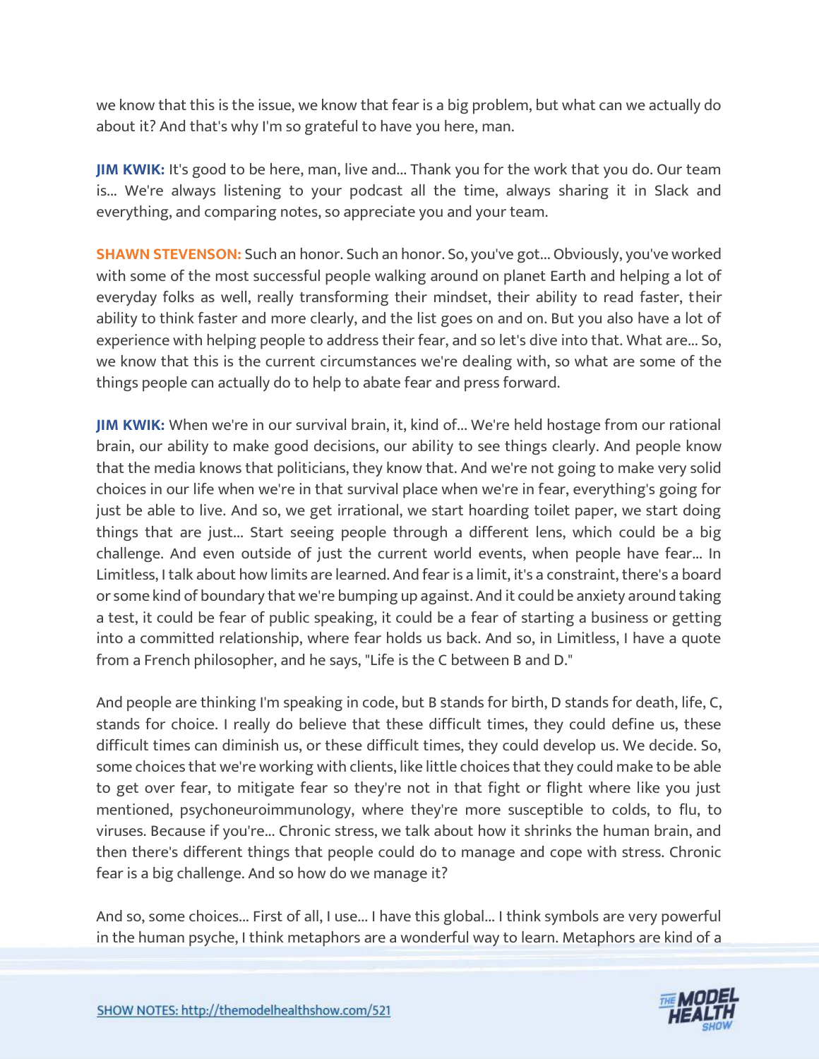we know that this is the issue, we know that fear is a big problem, but what can we actually do about it? And that's why I'm so grateful to have you here, man.

**JIM KWIK:** It's good to be here, man, live and... Thank you for the work that you do. Our team is... We're always listening to your podcast all the time, always sharing it in Slack and everything, and comparing notes, so appreciate you and your team.

**SHAWN STEVENSON:** Such an honor. Such an honor. So, you've got... Obviously, you've worked with some of the most successful people walking around on planet Earth and helping a lot of everyday folks as well, really transforming their mindset, their ability to read faster, their ability to think faster and more clearly, and the list goes on and on. But you also have a lot of experience with helping people to address their fear, and so let's dive into that. What are... So, we know that this is the current circumstances we're dealing with, so what are some of the things people can actually do to help to abate fear and press forward.

**JIM KWIK:** When we're in our survival brain, it, kind of... We're held hostage from our rational brain, our ability to make good decisions, our ability to see things clearly. And people know that the media knows that politicians, they know that. And we're not going to make very solid choices in our life when we're in that survival place when we're in fear, everything's going for just be able to live. And so, we get irrational, we start hoarding toilet paper, we start doing things that are just... Start seeing people through a different lens, which could be a big challenge. And even outside of just the current world events, when people have fear... In Limitless, I talk about how limits are learned. And fear is a limit, it's a constraint, there's a board or some kind of boundary that we're bumping up against. And it could be anxiety around taking a test, it could be fear of public speaking, it could be a fear of starting a business or getting into a committed relationship, where fear holds us back. And so, in Limitless, I have a quote from a French philosopher, and he says, "Life is the C between B and D."

And people are thinking I'm speaking in code, but B stands for birth, D stands for death, life, C, stands for choice. I really do believe that these difficult times, they could define us, these difficult times can diminish us, or these difficult times, they could develop us. We decide. So, some choices that we're working with clients, like little choices that they could make to be able to get over fear, to mitigate fear so they're not in that fight or flight where like you just mentioned, psychoneuroimmunology, where they're more susceptible to colds, to flu, to viruses. Because if you're... Chronic stress, we talk about how it shrinks the human brain, and then there's different things that people could do to manage and cope with stress. Chronic fear is a big challenge. And so how do we manage it?

And so, some choices... First of all, I use... I have this global... I think symbols are very powerful in the human psyche, I think metaphors are a wonderful way to learn. Metaphors are kind of a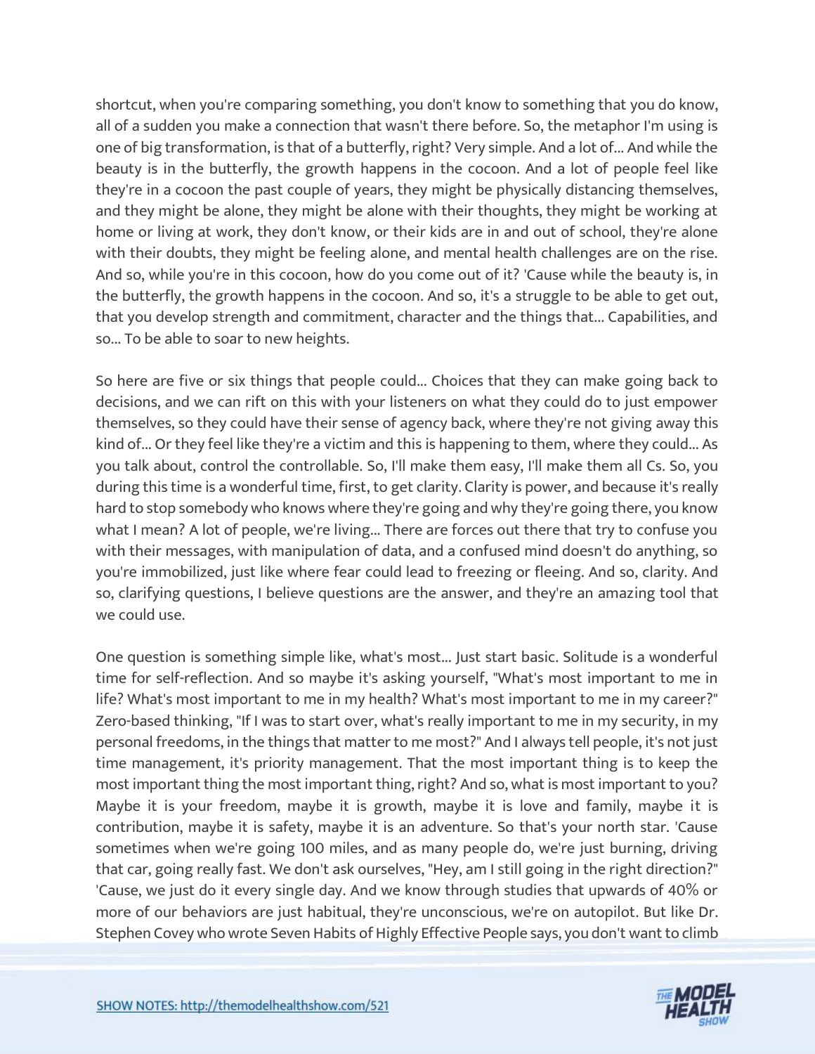shortcut, when you're comparing something, you don't know to something that you do know, all of a sudden you make a connection that wasn't there before. So, the metaphor I'm using is one of big transformation, is that of a butterfly, right? Very simple. And a lot of... And while the beauty is in the butterfly, the growth happens in the cocoon. And a lot of people feel like they're in a cocoon the past couple of years, they might be physically distancing themselves, and they might be alone, they might be alone with their thoughts, they might be working at home or living at work, they don't know, or their kids are in and out of school, they're alone with their doubts, they might be feeling alone, and mental health challenges are on the rise. And so, while you're in this cocoon, how do you come out of it? 'Cause while the beauty is, in the butterfly, the growth happens in the cocoon. And so, it's a struggle to be able to get out, that you develop strength and commitment, character and the things that... Capabilities, and so... To be able to soar to new heights.

So here are five or six things that people could... Choices that they can make going back to decisions, and we can rift on this with your listeners on what they could do to just empower themselves, so they could have their sense of agency back, where they're not giving away this kind of... Or they feel like they're a victim and this is happening to them, where they could... As you talk about, control the controllable. So, I'll make them easy, I'll make them all Cs. So, you during this time is a wonderful time, first, to get clarity. Clarity is power, and because it's really hard to stop somebody who knows where they're going and why they're going there, you know what I mean? A lot of people, we're living... There are forces out there that try to confuse you with their messages, with manipulation of data, and a confused mind doesn't do anything, so you're immobilized, just like where fear could lead to freezing or fleeing. And so, clarity. And so, clarifying questions, I believe questions are the answer, and they're an amazing tool that we could use.

One question is something simple like, what's most... Just start basic. Solitude is a wonderful time for self-reflection. And so maybe it's asking yourself, "What's most important to me in life? What's most important to me in my health? What's most important to me in my career?" Zero-based thinking, "If I was to start over, what's really important to me in my security, in my personal freedoms, in the things that matter to me most?" And I always tell people, it's not just time management, it's priority management. That the most important thing is to keep the most important thing the most important thing, right? And so, what is most important to you? Maybe it is your freedom, maybe it is growth, maybe it is love and family, maybe it is contribution, maybe it is safety, maybe it is an adventure. So that's your north star. 'Cause sometimes when we're going 100 miles, and as many people do, we're just burning, driving that car, going really fast. We don't ask ourselves, "Hey, am I still going in the right direction?" 'Cause, we just do it every single day. And we know through studies that upwards of 40% or more of our behaviors are just habitual, they're unconscious, we're on autopilot. But like Dr. Stephen Covey who wrote Seven Habits of Highly Effective People says, you don't want to climb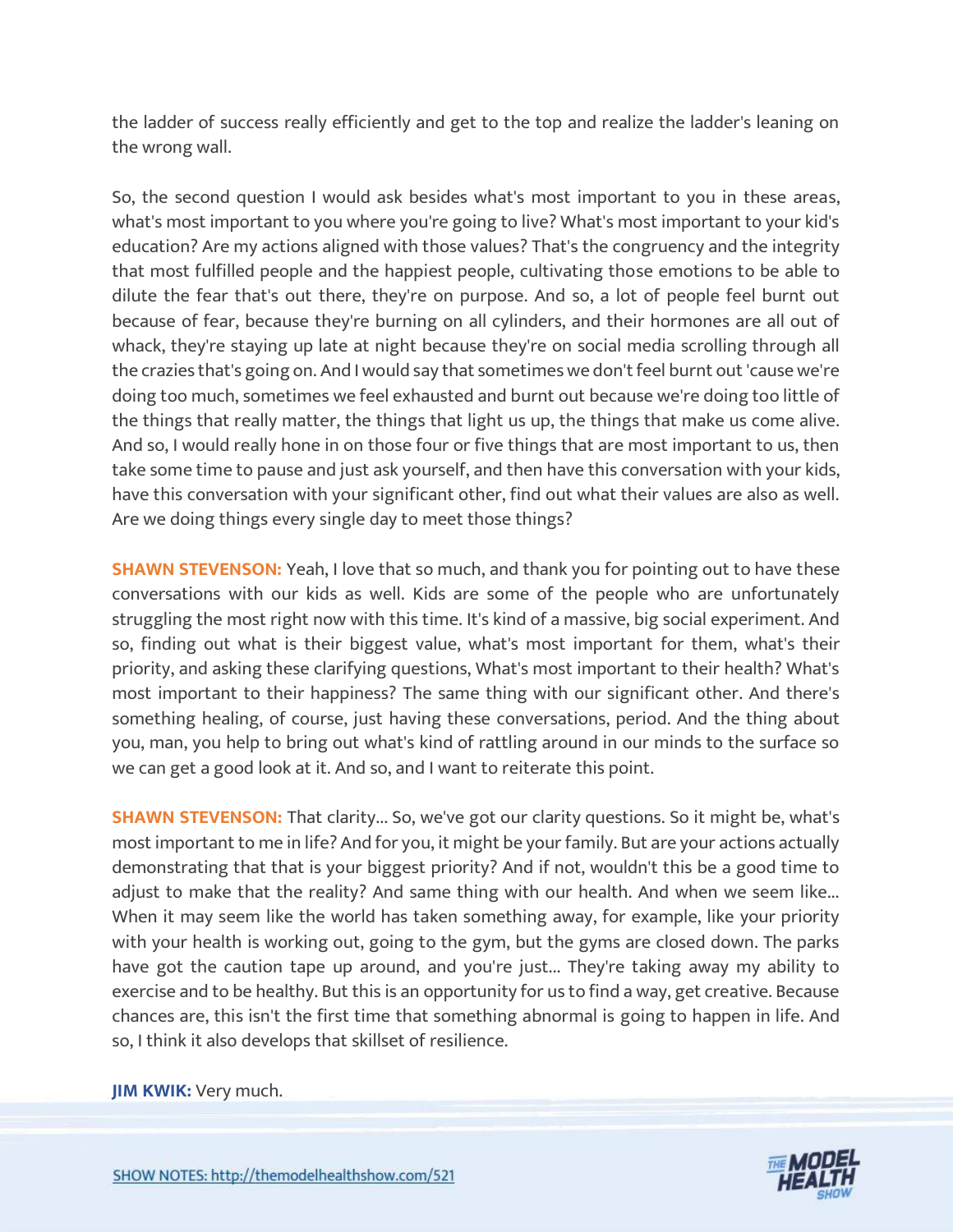the ladder of success really efficiently and get to the top and realize the ladder's leaning on the wrong wall.

So, the second question I would ask besides what's most important to you in these areas, what's most important to you where you're going to live? What's most important to your kid's education? Are my actions aligned with those values? That's the congruency and the integrity that most fulfilled people and the happiest people, cultivating those emotions to be able to dilute the fear that's out there, they're on purpose. And so, a lot of people feel burnt out because of fear, because they're burning on all cylinders, and their hormones are all out of whack, they're staying up late at night because they're on social media scrolling through all the crazies that's going on. And I would say that sometimes we don't feel burnt out 'cause we're doing too much, sometimes we feel exhausted and burnt out because we're doing too little of the things that really matter, the things that light us up, the things that make us come alive. And so, I would really hone in on those four or five things that are most important to us, then take some time to pause and just ask yourself, and then have this conversation with your kids, have this conversation with your significant other, find out what their values are also as well. Are we doing things every single day to meet those things?

**SHAWN STEVENSON:** Yeah, I love that so much, and thank you for pointing out to have these conversations with our kids as well. Kids are some of the people who are unfortunately struggling the most right now with this time. It's kind of a massive, big social experiment. And so, finding out what is their biggest value, what's most important for them, what's their priority, and asking these clarifying questions, What's most important to their health? What's most important to their happiness? The same thing with our significant other. And there's something healing, of course, just having these conversations, period. And the thing about you, man, you help to bring out what's kind of rattling around in our minds to the surface so we can get a good look at it. And so, and I want to reiterate this point.

**SHAWN STEVENSON:** That clarity... So, we've got our clarity questions. So it might be, what's most important to me in life? And for you, it might be your family. But are your actions actually demonstrating that that is your biggest priority? And if not, wouldn't this be a good time to adjust to make that the reality? And same thing with our health. And when we seem like... When it may seem like the world has taken something away, for example, like your priority with your health is working out, going to the gym, but the gyms are closed down. The parks have got the caution tape up around, and you're just... They're taking away my ability to exercise and to be healthy. But this is an opportunity for us to find a way, get creative. Because chances are, this isn't the first time that something abnormal is going to happen in life. And so, I think it also develops that skillset of resilience.

**JIM KWIK:** Very much.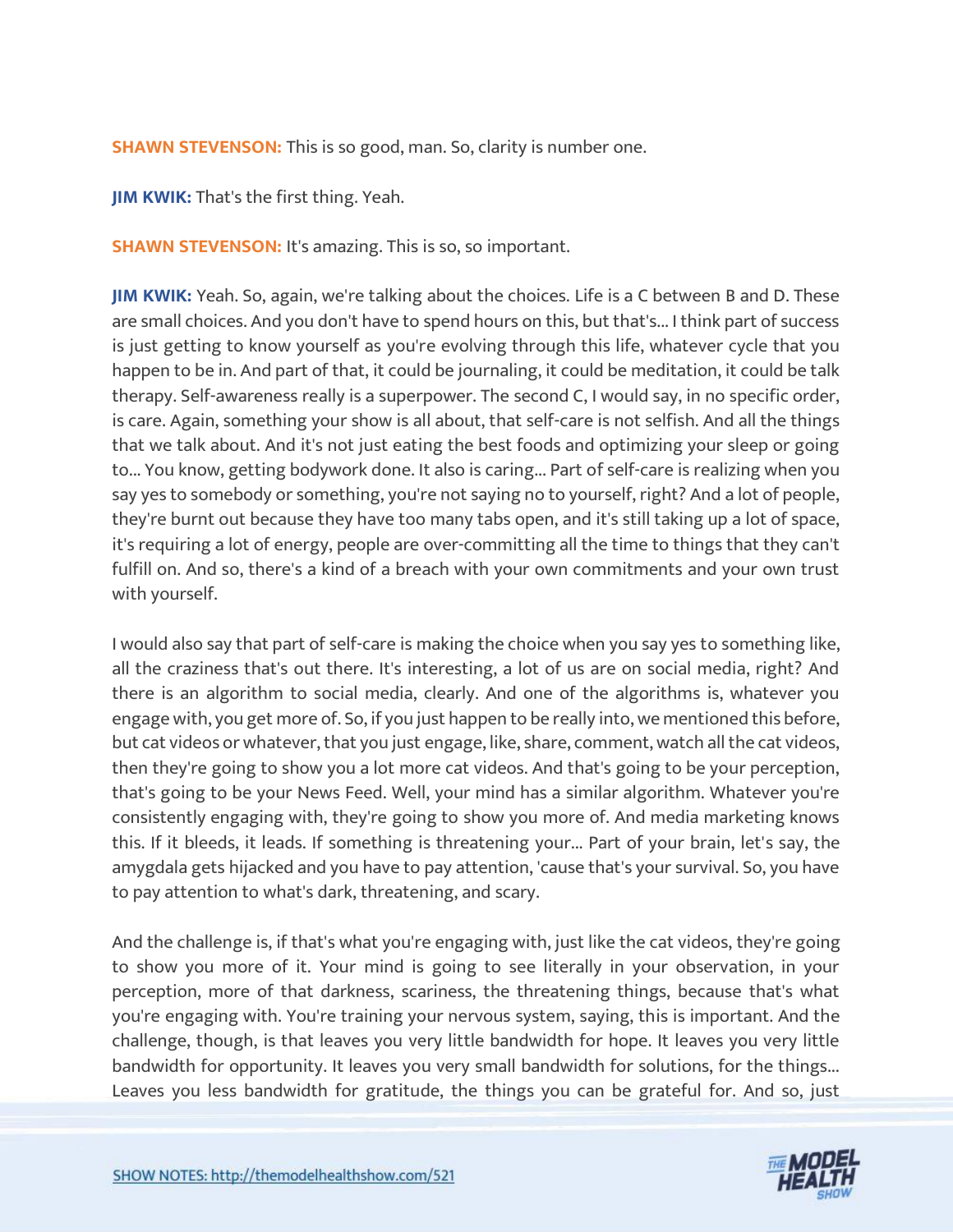**SHAWN STEVENSON:** This is so good, man. So, clarity is number one.

**JIM KWIK:** That's the first thing. Yeah.

**SHAWN STEVENSON:** It's amazing. This is so, so important.

**JIM KWIK:** Yeah. So, again, we're talking about the choices. Life is a C between B and D. These are small choices. And you don't have to spend hours on this, but that's... I think part of success is just getting to know yourself as you're evolving through this life, whatever cycle that you happen to be in. And part of that, it could be journaling, it could be meditation, it could be talk therapy. Self-awareness really is a superpower. The second C, I would say, in no specific order, is care. Again, something your show is all about, that self-care is not selfish. And all the things that we talk about. And it's not just eating the best foods and optimizing your sleep or going to... You know, getting bodywork done. It also is caring... Part of self-care is realizing when you say yes to somebody or something, you're not saying no to yourself, right? And a lot of people, they're burnt out because they have too many tabs open, and it's still taking up a lot of space, it's requiring a lot of energy, people are over-committing all the time to things that they can't fulfill on. And so, there's a kind of a breach with your own commitments and your own trust with yourself.

I would also say that part of self-care is making the choice when you say yes to something like, all the craziness that's out there. It's interesting, a lot of us are on social media, right? And there is an algorithm to social media, clearly. And one of the algorithms is, whatever you engage with, you get more of. So, if you just happen to be really into, we mentioned this before, but cat videos or whatever, that you just engage, like, share, comment, watch all the cat videos, then they're going to show you a lot more cat videos. And that's going to be your perception, that's going to be your News Feed. Well, your mind has a similar algorithm. Whatever you're consistently engaging with, they're going to show you more of. And media marketing knows this. If it bleeds, it leads. If something is threatening your... Part of your brain, let's say, the amygdala gets hijacked and you have to pay attention, 'cause that's your survival. So, you have to pay attention to what's dark, threatening, and scary.

And the challenge is, if that's what you're engaging with, just like the cat videos, they're going to show you more of it. Your mind is going to see literally in your observation, in your perception, more of that darkness, scariness, the threatening things, because that's what you're engaging with. You're training your nervous system, saying, this is important. And the challenge, though, is that leaves you very little bandwidth for hope. It leaves you very little bandwidth for opportunity. It leaves you very small bandwidth for solutions, for the things... Leaves you less bandwidth for gratitude, the things you can be grateful for. And so, just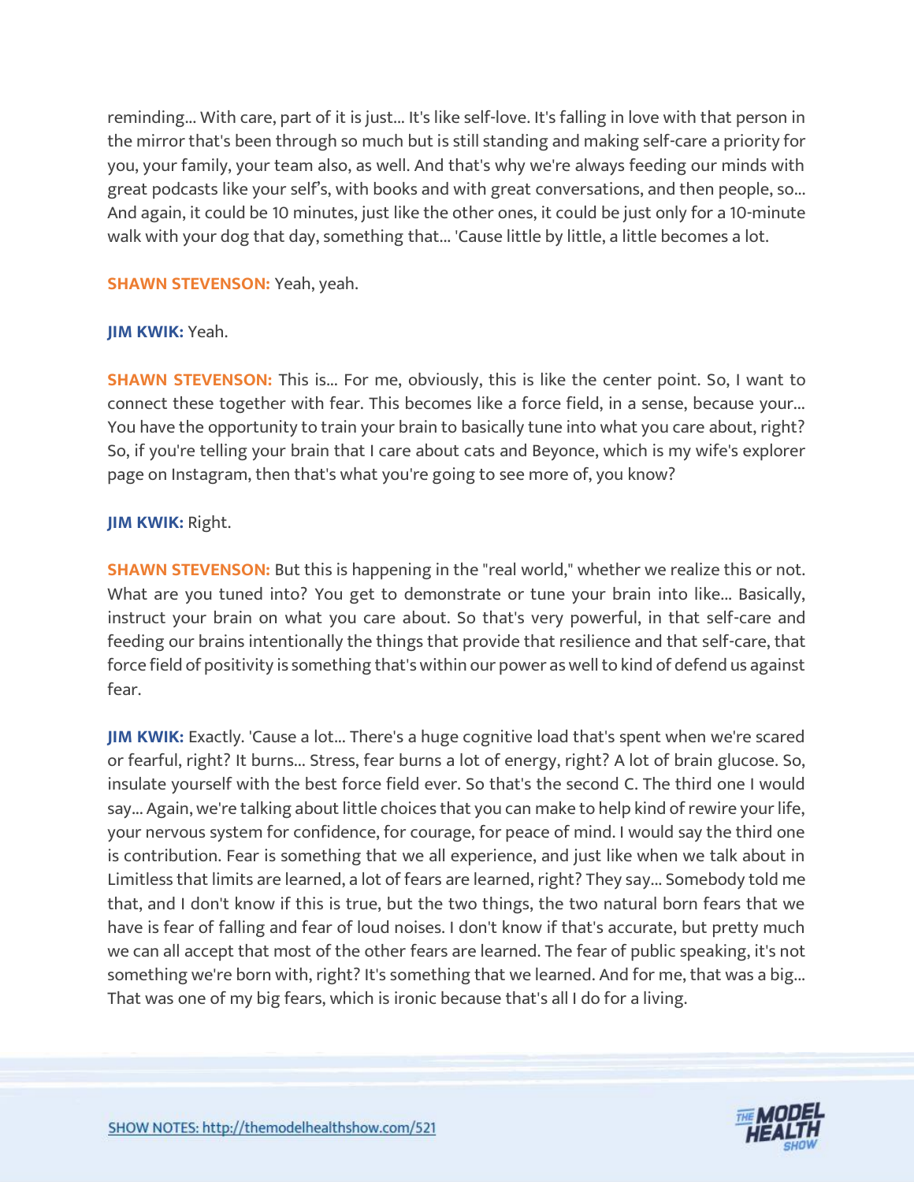reminding... With care, part of it is just... It's like self-love. It's falling in love with that person in the mirror that's been through so much but is still standing and making self-care a priority for you, your family, your team also, as well. And that's why we're always feeding our minds with great podcasts like your self's, with books and with great conversations, and then people, so... And again, it could be 10 minutes, just like the other ones, it could be just only for a 10-minute walk with your dog that day, something that... 'Cause little by little, a little becomes a lot.

**SHAWN STEVENSON:** Yeah, yeah.

**JIM KWIK:** Yeah.

**SHAWN STEVENSON:** This is... For me, obviously, this is like the center point. So, I want to connect these together with fear. This becomes like a force field, in a sense, because your... You have the opportunity to train your brain to basically tune into what you care about, right? So, if you're telling your brain that I care about cats and Beyonce, which is my wife's explorer page on Instagram, then that's what you're going to see more of, you know?

**JIM KWIK:** Right.

**SHAWN STEVENSON:** But this is happening in the "real world," whether we realize this or not. What are you tuned into? You get to demonstrate or tune your brain into like... Basically, instruct your brain on what you care about. So that's very powerful, in that self-care and feeding our brains intentionally the things that provide that resilience and that self-care, that force field of positivity is something that's within our power as well to kind of defend us against fear.

**JIM KWIK:** Exactly. 'Cause a lot... There's a huge cognitive load that's spent when we're scared or fearful, right? It burns... Stress, fear burns a lot of energy, right? A lot of brain glucose. So, insulate yourself with the best force field ever. So that's the second C. The third one I would say... Again, we're talking about little choices that you can make to help kind of rewire your life, your nervous system for confidence, for courage, for peace of mind. I would say the third one is contribution. Fear is something that we all experience, and just like when we talk about in Limitless that limits are learned, a lot of fears are learned, right? They say... Somebody told me that, and I don't know if this is true, but the two things, the two natural born fears that we have is fear of falling and fear of loud noises. I don't know if that's accurate, but pretty much we can all accept that most of the other fears are learned. The fear of public speaking, it's not something we're born with, right? It's something that we learned. And for me, that was a big... That was one of my big fears, which is ironic because that's all I do for a living.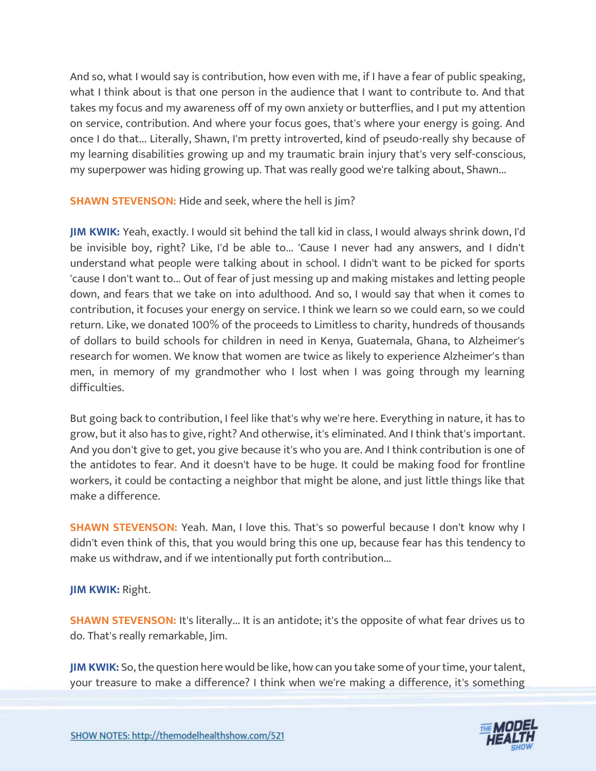And so, what I would say is contribution, how even with me, if I have a fear of public speaking, what I think about is that one person in the audience that I want to contribute to. And that takes my focus and my awareness off of my own anxiety or butterflies, and I put my attention on service, contribution. And where your focus goes, that's where your energy is going. And once I do that... Literally, Shawn, I'm pretty introverted, kind of pseudo-really shy because of my learning disabilities growing up and my traumatic brain injury that's very self-conscious, my superpower was hiding growing up. That was really good we're talking about, Shawn...

**SHAWN STEVENSON:** Hide and seek, where the hell is Jim?

**JIM KWIK:** Yeah, exactly. I would sit behind the tall kid in class, I would always shrink down, I'd be invisible boy, right? Like, I'd be able to... 'Cause I never had any answers, and I didn't understand what people were talking about in school. I didn't want to be picked for sports 'cause I don't want to... Out of fear of just messing up and making mistakes and letting people down, and fears that we take on into adulthood. And so, I would say that when it comes to contribution, it focuses your energy on service. I think we learn so we could earn, so we could return. Like, we donated 100% of the proceeds to Limitless to charity, hundreds of thousands of dollars to build schools for children in need in Kenya, Guatemala, Ghana, to Alzheimer's research for women. We know that women are twice as likely to experience Alzheimer's than men, in memory of my grandmother who I lost when I was going through my learning difficulties.

But going back to contribution, I feel like that's why we're here. Everything in nature, it has to grow, but it also has to give, right? And otherwise, it's eliminated. And I think that's important. And you don't give to get, you give because it's who you are. And I think contribution is one of the antidotes to fear. And it doesn't have to be huge. It could be making food for frontline workers, it could be contacting a neighbor that might be alone, and just little things like that make a difference.

**SHAWN STEVENSON:** Yeah. Man, I love this. That's so powerful because I don't know why I didn't even think of this, that you would bring this one up, because fear has this tendency to make us withdraw, and if we intentionally put forth contribution...

**JIM KWIK:** Right.

**SHAWN STEVENSON:** It's literally... It is an antidote; it's the opposite of what fear drives us to do. That's really remarkable, Jim.

**JIM KWIK:** So, the question here would be like, how can you take some of your time, your talent, your treasure to make a difference? I think when we're making a difference, it's something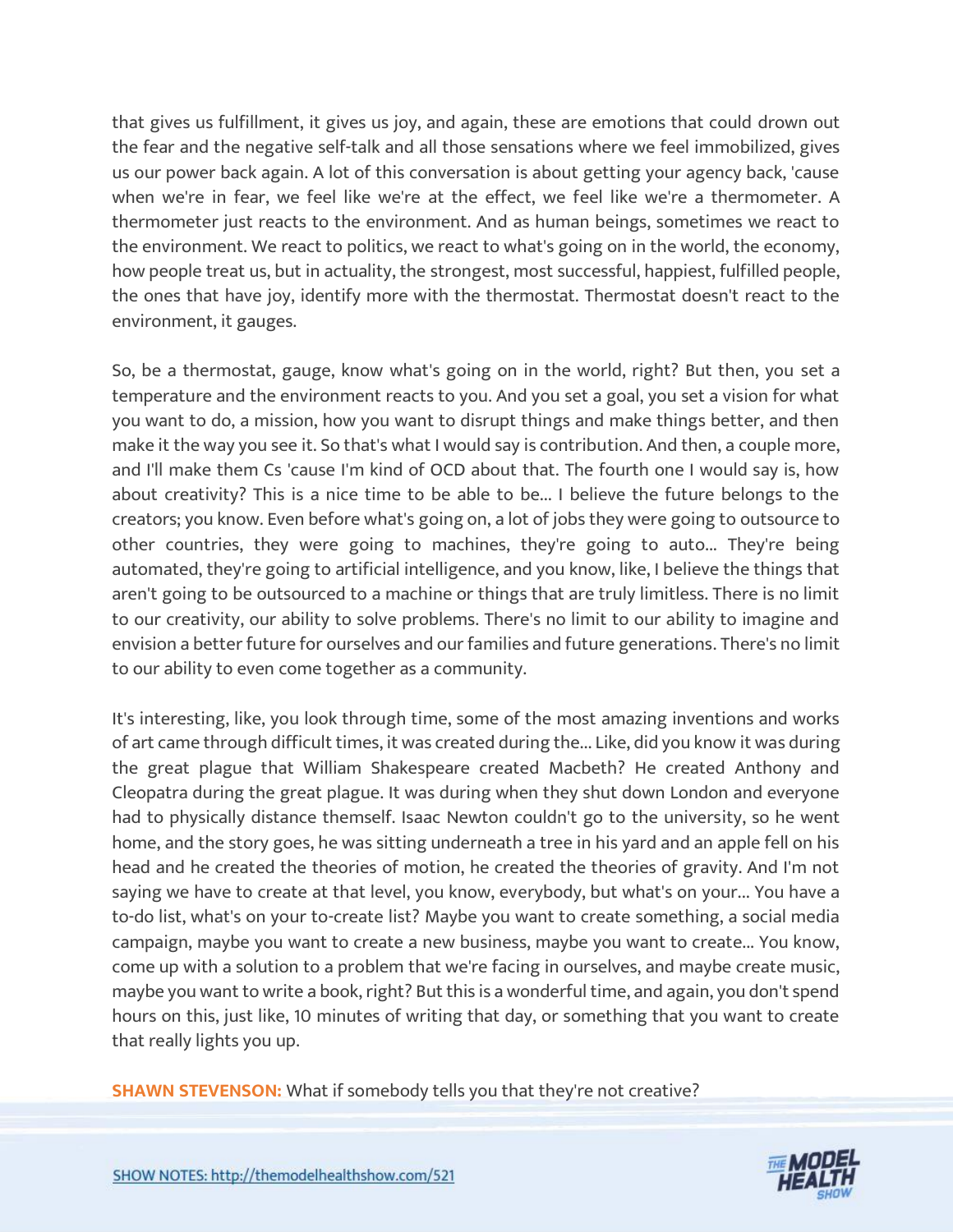that gives us fulfillment, it gives us joy, and again, these are emotions that could drown out the fear and the negative self-talk and all those sensations where we feel immobilized, gives us our power back again. A lot of this conversation is about getting your agency back, 'cause when we're in fear, we feel like we're at the effect, we feel like we're a thermometer. A thermometer just reacts to the environment. And as human beings, sometimes we react to the environment. We react to politics, we react to what's going on in the world, the economy, how people treat us, but in actuality, the strongest, most successful, happiest, fulfilled people, the ones that have joy, identify more with the thermostat. Thermostat doesn't react to the environment, it gauges.

So, be a thermostat, gauge, know what's going on in the world, right? But then, you set a temperature and the environment reacts to you. And you set a goal, you set a vision for what you want to do, a mission, how you want to disrupt things and make things better, and then make it the way you see it. So that's what I would say is contribution. And then, a couple more, and I'll make them Cs 'cause I'm kind of OCD about that. The fourth one I would say is, how about creativity? This is a nice time to be able to be... I believe the future belongs to the creators; you know. Even before what's going on, a lot of jobs they were going to outsource to other countries, they were going to machines, they're going to auto... They're being automated, they're going to artificial intelligence, and you know, like, I believe the things that aren't going to be outsourced to a machine or things that are truly limitless. There is no limit to our creativity, our ability to solve problems. There's no limit to our ability to imagine and envision a better future for ourselves and our families and future generations. There's no limit to our ability to even come together as a community.

It's interesting, like, you look through time, some of the most amazing inventions and works of art came through difficult times, it was created during the... Like, did you know it was during the great plague that William Shakespeare created Macbeth? He created Anthony and Cleopatra during the great plague. It was during when they shut down London and everyone had to physically distance themself. Isaac Newton couldn't go to the university, so he went home, and the story goes, he was sitting underneath a tree in his yard and an apple fell on his head and he created the theories of motion, he created the theories of gravity. And I'm not saying we have to create at that level, you know, everybody, but what's on your... You have a to-do list, what's on your to-create list? Maybe you want to create something, a social media campaign, maybe you want to create a new business, maybe you want to create... You know, come up with a solution to a problem that we're facing in ourselves, and maybe create music, maybe you want to write a book, right? But this is a wonderful time, and again, you don't spend hours on this, just like, 10 minutes of writing that day, or something that you want to create that really lights you up.

**SHAWN STEVENSON:** What if somebody tells you that they're not creative?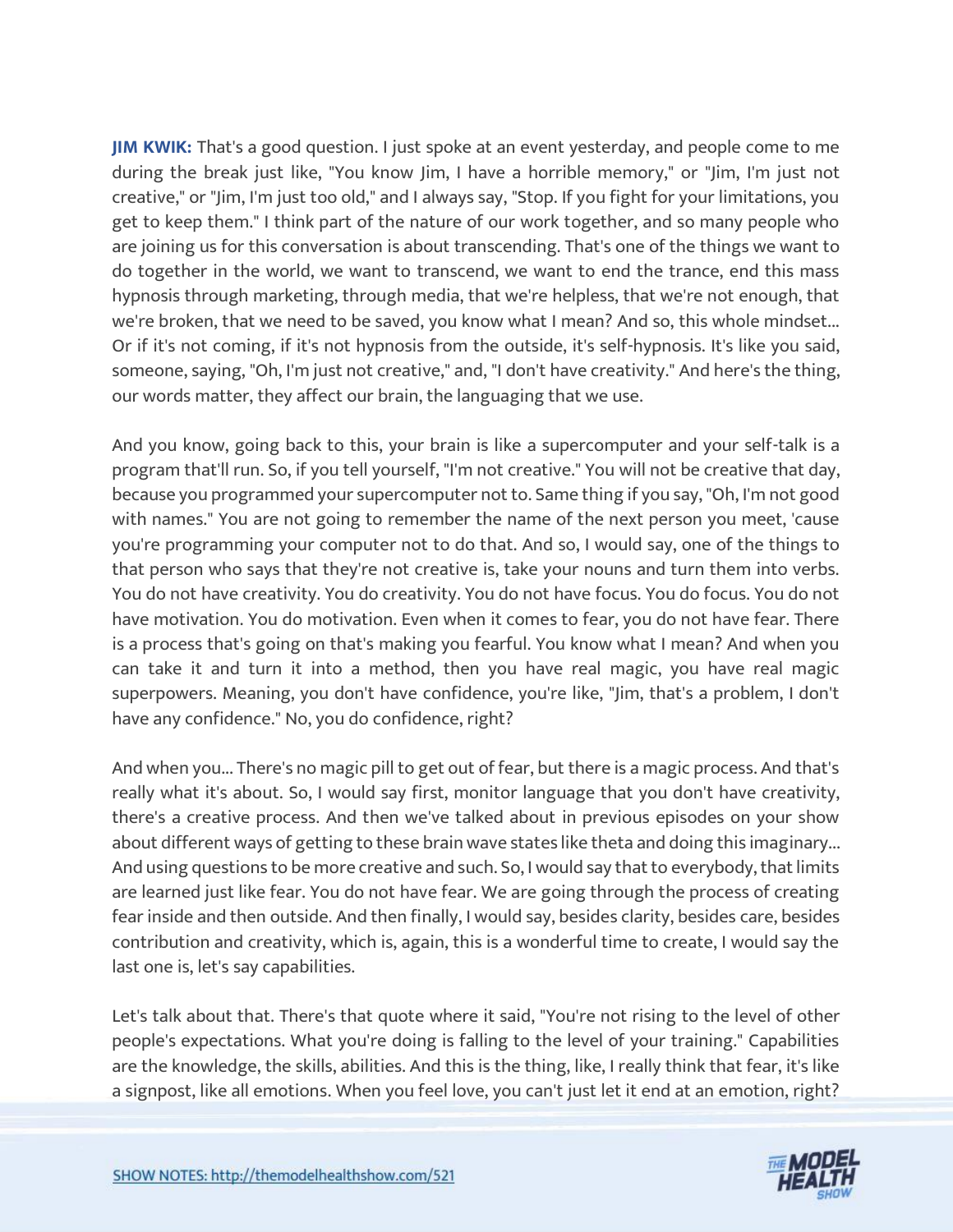**JIM KWIK:** That's a good question. I just spoke at an event yesterday, and people come to me during the break just like, "You know Jim, I have a horrible memory," or "Jim, I'm just not creative," or "Jim, I'm just too old," and I always say, "Stop. If you fight for your limitations, you get to keep them." I think part of the nature of our work together, and so many people who are joining us for this conversation is about transcending. That's one of the things we want to do together in the world, we want to transcend, we want to end the trance, end this mass hypnosis through marketing, through media, that we're helpless, that we're not enough, that we're broken, that we need to be saved, you know what I mean? And so, this whole mindset... Or if it's not coming, if it's not hypnosis from the outside, it's self-hypnosis. It's like you said, someone, saying, "Oh, I'm just not creative," and, "I don't have creativity." And here's the thing, our words matter, they affect our brain, the languaging that we use.

And you know, going back to this, your brain is like a supercomputer and your self-talk is a program that'll run. So, if you tell yourself, "I'm not creative." You will not be creative that day, because you programmed your supercomputer not to. Same thing if you say, "Oh, I'm not good with names." You are not going to remember the name of the next person you meet, 'cause you're programming your computer not to do that. And so, I would say, one of the things to that person who says that they're not creative is, take your nouns and turn them into verbs. You do not have creativity. You do creativity. You do not have focus. You do focus. You do not have motivation. You do motivation. Even when it comes to fear, you do not have fear. There is a process that's going on that's making you fearful. You know what I mean? And when you can take it and turn it into a method, then you have real magic, you have real magic superpowers. Meaning, you don't have confidence, you're like, "Jim, that's a problem, I don't have any confidence." No, you do confidence, right?

And when you... There's no magic pill to get out of fear, but there is a magic process. And that's really what it's about. So, I would say first, monitor language that you don't have creativity, there's a creative process. And then we've talked about in previous episodes on your show about different ways of getting to these brain wave states like theta and doing this imaginary... And using questions to be more creative and such. So, I would say that to everybody, that limits are learned just like fear. You do not have fear. We are going through the process of creating fear inside and then outside. And then finally, I would say, besides clarity, besides care, besides contribution and creativity, which is, again, this is a wonderful time to create, I would say the last one is, let's say capabilities.

Let's talk about that. There's that quote where it said, "You're not rising to the level of other people's expectations. What you're doing is falling to the level of your training." Capabilities are the knowledge, the skills, abilities. And this is the thing, like, I really think that fear, it's like a signpost, like all emotions. When you feel love, you can't just let it end at an emotion, right?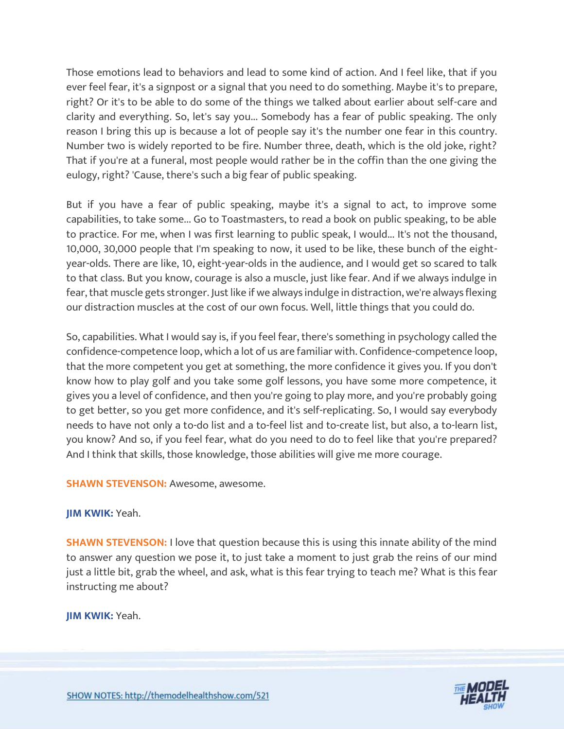Those emotions lead to behaviors and lead to some kind of action. And I feel like, that if you ever feel fear, it's a signpost or a signal that you need to do something. Maybe it's to prepare, right? Or it's to be able to do some of the things we talked about earlier about self-care and clarity and everything. So, let's say you... Somebody has a fear of public speaking. The only reason I bring this up is because a lot of people say it's the number one fear in this country. Number two is widely reported to be fire. Number three, death, which is the old joke, right? That if you're at a funeral, most people would rather be in the coffin than the one giving the eulogy, right? 'Cause, there's such a big fear of public speaking.

But if you have a fear of public speaking, maybe it's a signal to act, to improve some capabilities, to take some... Go to Toastmasters, to read a book on public speaking, to be able to practice. For me, when I was first learning to public speak, I would... It's not the thousand, 10,000, 30,000 people that I'm speaking to now, it used to be like, these bunch of the eight-year-olds. There are like, 10, eight-year-olds in the audience, and I would get so scared to talk to that class. But you know, courage is also a muscle, just like fear. And if we always indulge in fear, that muscle gets stronger. Just like if we always indulge in distraction, we're always flexing our distraction muscles at the cost of our own focus. Well, little things that you could do.

So, capabilities. What I would say is, if you feel fear, there's something in psychology called the confidence-competence loop, which a lot of us are familiar with. Confidence-competence loop, that the more competent you get at something, the more confidence it gives you. If you don't know how to play golf and you take some golf lessons, you have some more competence, it gives you a level of confidence, and then you're going to play more, and you're probably going to get better, so you get more confidence, and it's self-replicating. So, I would say everybody needs to have not only a to-do list and a to-feel list and to-create list, but also, a to-learn list, you know? And so, if you feel fear, what do you need to do to feel like that you're prepared? And I think that skills, those knowledge, those abilities will give me more courage.

**SHAWN STEVENSON:** Awesome, awesome.

**JIM KWIK:** Yeah.

**SHAWN STEVENSON:** I love that question because this is using this innate ability of the mind to answer any question we pose it, to just take a moment to just grab the reins of our mind just a little bit, grab the wheel, and ask, what is this fear trying to teach me? What is this fear instructing me about?

**JIM KWIK:** Yeah.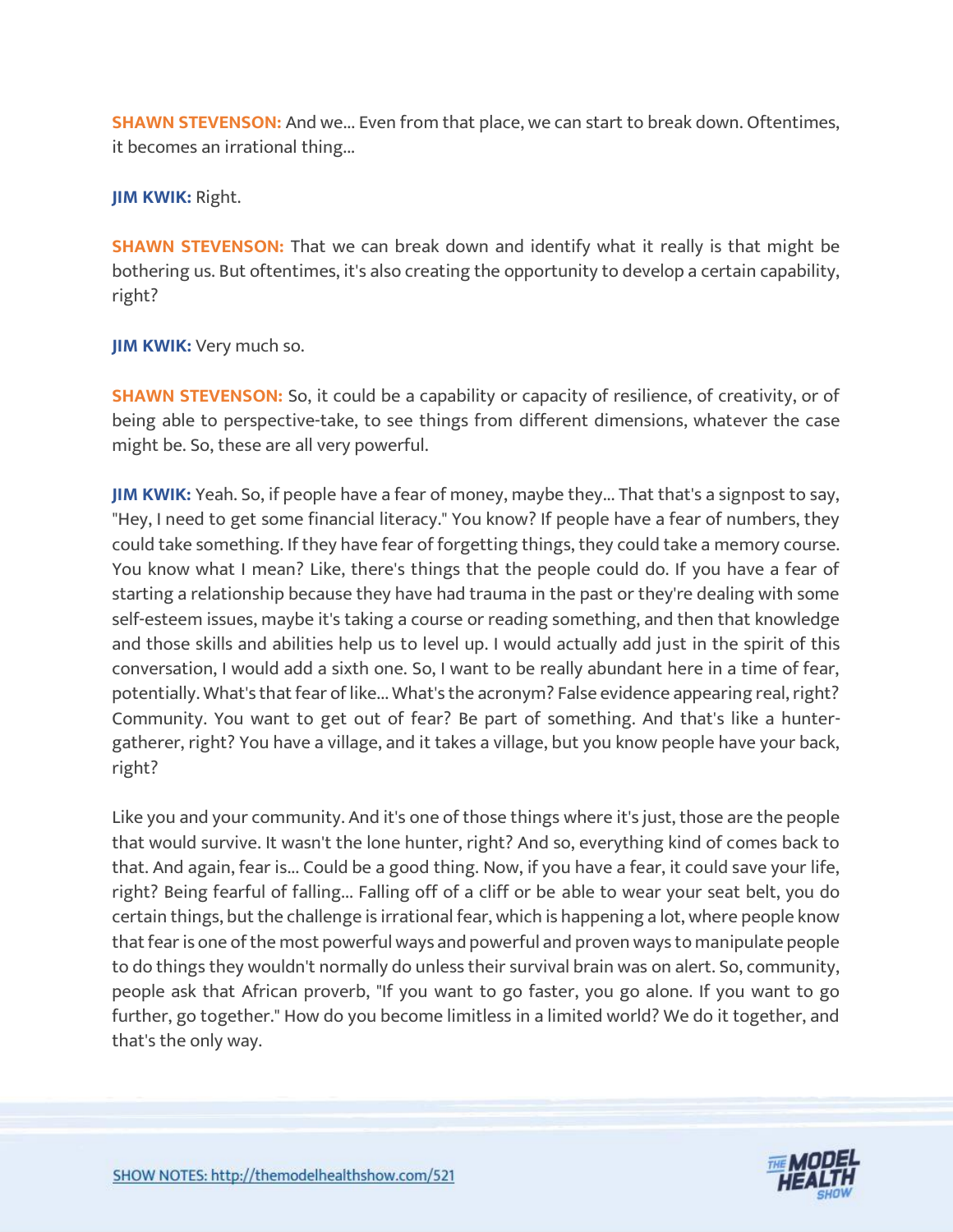**SHAWN STEVENSON:** And we... Even from that place, we can start to break down. Oftentimes, it becomes an irrational thing...

**JIM KWIK:** Right.

**SHAWN STEVENSON:** That we can break down and identify what it really is that might be bothering us. But oftentimes, it's also creating the opportunity to develop a certain capability, right?

**JIM KWIK:** Very much so.

**SHAWN STEVENSON:** So, it could be a capability or capacity of resilience, of creativity, or of being able to perspective-take, to see things from different dimensions, whatever the case might be. So, these are all very powerful.

**JIM KWIK:** Yeah. So, if people have a fear of money, maybe they... That that's a signpost to say, "Hey, I need to get some financial literacy." You know? If people have a fear of numbers, they could take something. If they have fear of forgetting things, they could take a memory course. You know what I mean? Like, there's things that the people could do. If you have a fear of starting a relationship because they have had trauma in the past or they're dealing with some self-esteem issues, maybe it's taking a course or reading something, and then that knowledge and those skills and abilities help us to level up. I would actually add just in the spirit of this conversation, I would add a sixth one. So, I want to be really abundant here in a time of fear, potentially. What's that fear of like... What's the acronym? False evidence appearing real, right? Community. You want to get out of fear? Be part of something. And that's like a hunter-gatherer, right? You have a village, and it takes a village, but you know people have your back, right?

Like you and your community. And it's one of those things where it's just, those are the people that would survive. It wasn't the lone hunter, right? And so, everything kind of comes back to that. And again, fear is... Could be a good thing. Now, if you have a fear, it could save your life, right? Being fearful of falling... Falling off of a cliff or be able to wear your seat belt, you do certain things, but the challenge is irrational fear, which is happening a lot, where people know that fear is one of the most powerful ways and powerful and proven ways to manipulate people to do things they wouldn't normally do unless their survival brain was on alert. So, community, people ask that African proverb, "If you want to go faster, you go alone. If you want to go further, go together." How do you become limitless in a limited world? We do it together, and that's the only way.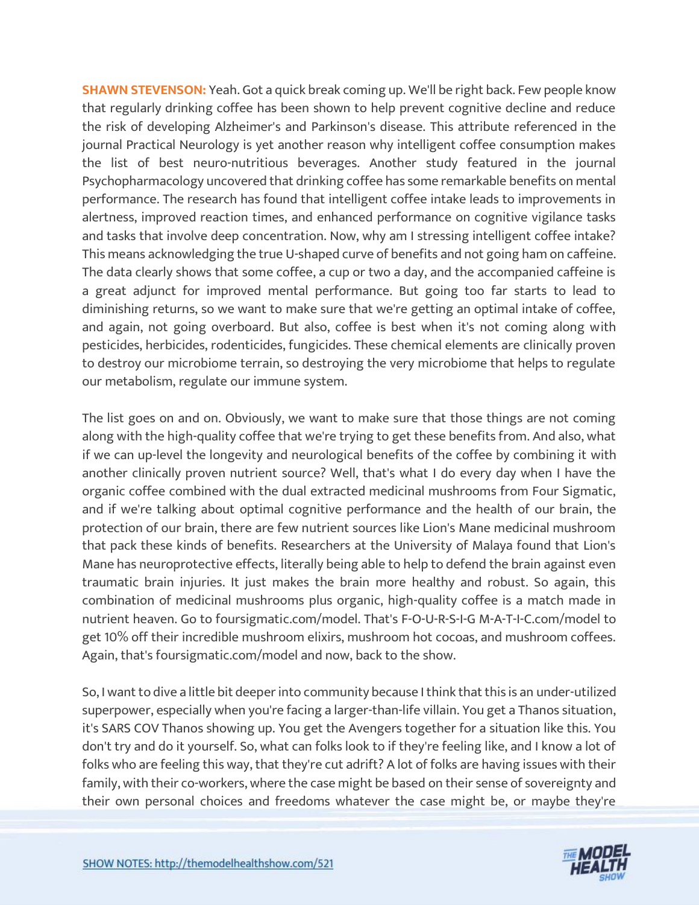**SHAWN STEVENSON:** Yeah. Got a quick break coming up. We'll be right back. Few people know that regularly drinking coffee has been shown to help prevent cognitive decline and reduce the risk of developing Alzheimer's and Parkinson's disease. This attribute referenced in the journal Practical Neurology is yet another reason why intelligent coffee consumption makes the list of best neuro-nutritious beverages. Another study featured in the journal Psychopharmacology uncovered that drinking coffee has some remarkable benefits on mental performance. The research has found that intelligent coffee intake leads to improvements in alertness, improved reaction times, and enhanced performance on cognitive vigilance tasks and tasks that involve deep concentration. Now, why am I stressing intelligent coffee intake? This means acknowledging the true U-shaped curve of benefits and not going ham on caffeine. The data clearly shows that some coffee, a cup or two a day, and the accompanied caffeine is a great adjunct for improved mental performance. But going too far starts to lead to diminishing returns, so we want to make sure that we're getting an optimal intake of coffee, and again, not going overboard. But also, coffee is best when it's not coming along with pesticides, herbicides, rodenticides, fungicides. These chemical elements are clinically proven to destroy our microbiome terrain, so destroying the very microbiome that helps to regulate our metabolism, regulate our immune system.

The list goes on and on. Obviously, we want to make sure that those things are not coming along with the high-quality coffee that we're trying to get these benefits from. And also, what if we can up-level the longevity and neurological benefits of the coffee by combining it with another clinically proven nutrient source? Well, that's what I do every day when I have the organic coffee combined with the dual extracted medicinal mushrooms from Four Sigmatic, and if we're talking about optimal cognitive performance and the health of our brain, the protection of our brain, there are few nutrient sources like Lion's Mane medicinal mushroom that pack these kinds of benefits. Researchers at the University of Malaya found that Lion's Mane has neuroprotective effects, literally being able to help to defend the brain against even traumatic brain injuries. It just makes the brain more healthy and robust. So again, this combination of medicinal mushrooms plus organic, high-quality coffee is a match made in nutrient heaven. Go to foursigmatic.com/model. That's F-O-U-R-S-I-G M-A-T-I-C.com/model to get 10% off their incredible mushroom elixirs, mushroom hot cocoas, and mushroom coffees. Again, that's foursigmatic.com/model and now, back to the show.

So, I want to dive a little bit deeper into community because I think that this is an under-utilized superpower, especially when you're facing a larger-than-life villain. You get a Thanos situation, it's SARS COV Thanos showing up. You get the Avengers together for a situation like this. You don't try and do it yourself. So, what can folks look to if they're feeling like, and I know a lot of folks who are feeling this way, that they're cut adrift? A lot of folks are having issues with their family, with their co-workers, where the case might be based on their sense of sovereignty and their own personal choices and freedoms whatever the case might be, or maybe they're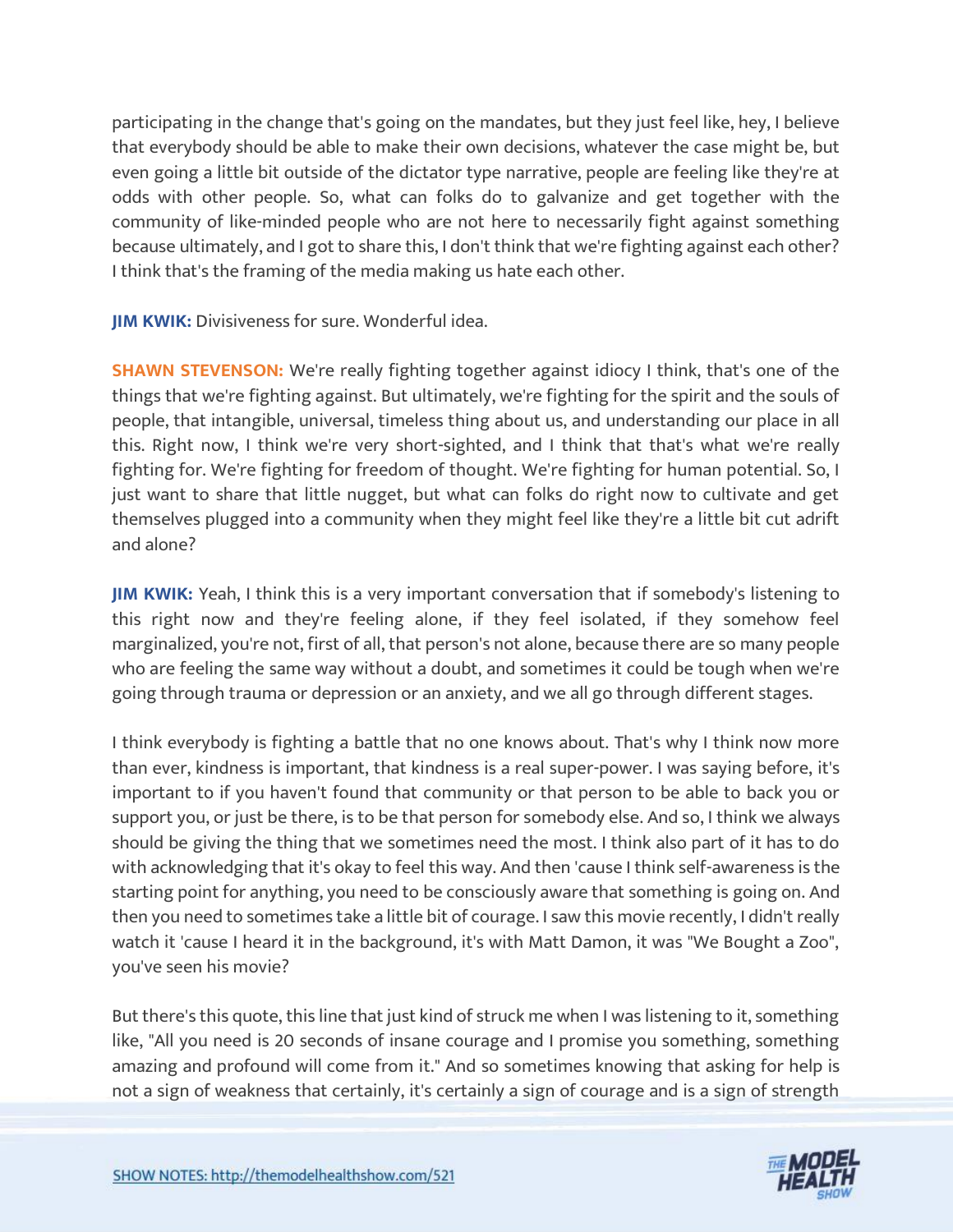participating in the change that's going on the mandates, but they just feel like, hey, I believe that everybody should be able to make their own decisions, whatever the case might be, but even going a little bit outside of the dictator type narrative, people are feeling like they're at odds with other people. So, what can folks do to galvanize and get together with the community of like-minded people who are not here to necessarily fight against something because ultimately, and I got to share this, I don't think that we're fighting against each other? I think that's the framing of the media making us hate each other.

**JIM KWIK:** Divisiveness for sure. Wonderful idea.

**SHAWN STEVENSON:** We're really fighting together against idiocy I think, that's one of the things that we're fighting against. But ultimately, we're fighting for the spirit and the souls of people, that intangible, universal, timeless thing about us, and understanding our place in all this. Right now, I think we're very short-sighted, and I think that that's what we're really fighting for. We're fighting for freedom of thought. We're fighting for human potential. So, I just want to share that little nugget, but what can folks do right now to cultivate and get themselves plugged into a community when they might feel like they're a little bit cut adrift and alone?

**JIM KWIK:** Yeah, I think this is a very important conversation that if somebody's listening to this right now and they're feeling alone, if they feel isolated, if they somehow feel marginalized, you're not, first of all, that person's not alone, because there are so many people who are feeling the same way without a doubt, and sometimes it could be tough when we're going through trauma or depression or an anxiety, and we all go through different stages.

I think everybody is fighting a battle that no one knows about. That's why I think now more than ever, kindness is important, that kindness is a real super-power. I was saying before, it's important to if you haven't found that community or that person to be able to back you or support you, or just be there, is to be that person for somebody else. And so, I think we always should be giving the thing that we sometimes need the most. I think also part of it has to do with acknowledging that it's okay to feel this way. And then 'cause I think self-awareness is the starting point for anything, you need to be consciously aware that something is going on. And then you need to sometimes take a little bit of courage. I saw this movie recently, I didn't really watch it 'cause I heard it in the background, it's with Matt Damon, it was "We Bought a Zoo", you've seen his movie?

But there's this quote, this line that just kind of struck me when I was listening to it, something like, "All you need is 20 seconds of insane courage and I promise you something, something amazing and profound will come from it." And so sometimes knowing that asking for help is not a sign of weakness that certainly, it's certainly a sign of courage and is a sign of strength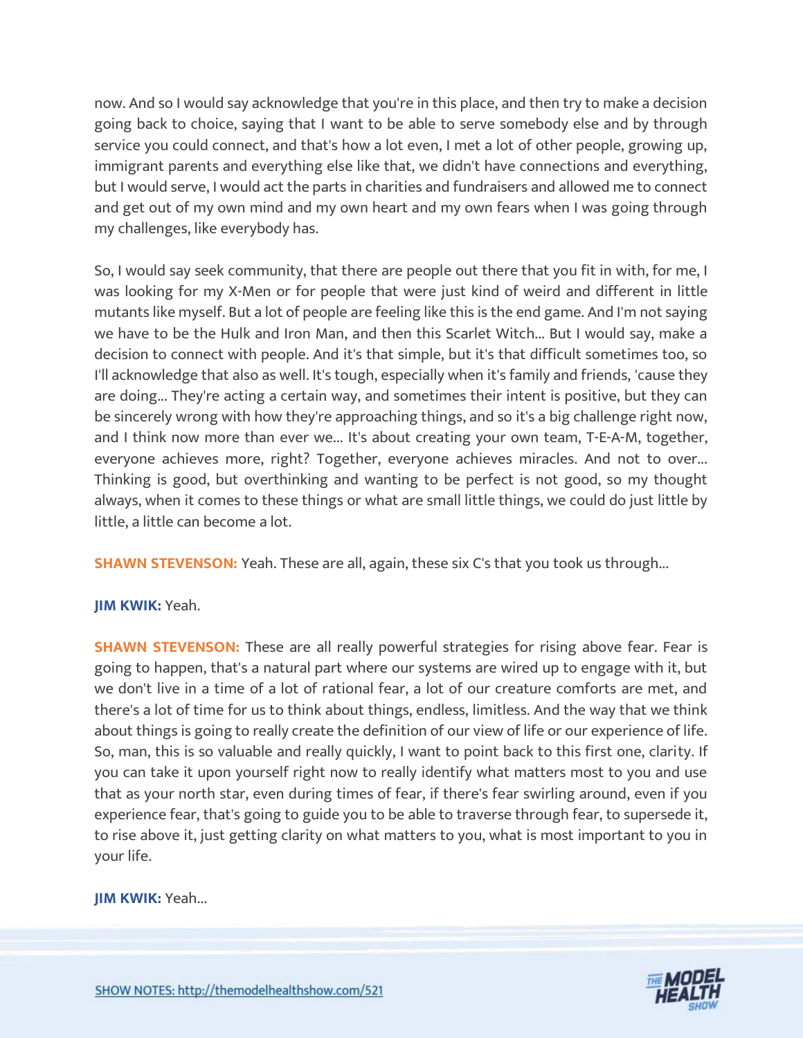now. And so I would say acknowledge that you're in this place, and then try to make a decision going back to choice, saying that I want to be able to serve somebody else and by through service you could connect, and that's how a lot even, I met a lot of other people, growing up, immigrant parents and everything else like that, we didn't have connections and everything, but I would serve, I would act the parts in charities and fundraisers and allowed me to connect and get out of my own mind and my own heart and my own fears when I was going through my challenges, like everybody has.

So, I would say seek community, that there are people out there that you fit in with, for me, I was looking for my X-Men or for people that were just kind of weird and different in little mutants like myself. But a lot of people are feeling like this is the end game. And I'm not saying we have to be the Hulk and Iron Man, and then this Scarlet Witch... But I would say, make a decision to connect with people. And it's that simple, but it's that difficult sometimes too, so I'll acknowledge that also as well. It's tough, especially when it's family and friends, 'cause they are doing... They're acting a certain way, and sometimes their intent is positive, but they can be sincerely wrong with how they're approaching things, and so it's a big challenge right now, and I think now more than ever we... It's about creating your own team, T-E-A-M, together, everyone achieves more, right? Together, everyone achieves miracles. And not to over... Thinking is good, but overthinking and wanting to be perfect is not good, so my thought always, when it comes to these things or what are small little things, we could do just little by little, a little can become a lot.

**SHAWN STEVENSON:** Yeah. These are all, again, these six C's that you took us through...

**JIM KWIK:** Yeah.

**SHAWN STEVENSON:** These are all really powerful strategies for rising above fear. Fear is going to happen, that's a natural part where our systems are wired up to engage with it, but we don't live in a time of a lot of rational fear, a lot of our creature comforts are met, and there's a lot of time for us to think about things, endless, limitless. And the way that we think about things is going to really create the definition of our view of life or our experience of life. So, man, this is so valuable and really quickly, I want to point back to this first one, clarity. If you can take it upon yourself right now to really identify what matters most to you and use that as your north star, even during times of fear, if there's fear swirling around, even if you experience fear, that's going to guide you to be able to traverse through fear, to supersede it, to rise above it, just getting clarity on what matters to you, what is most important to you in your life.

**JIM KWIK:** Yeah...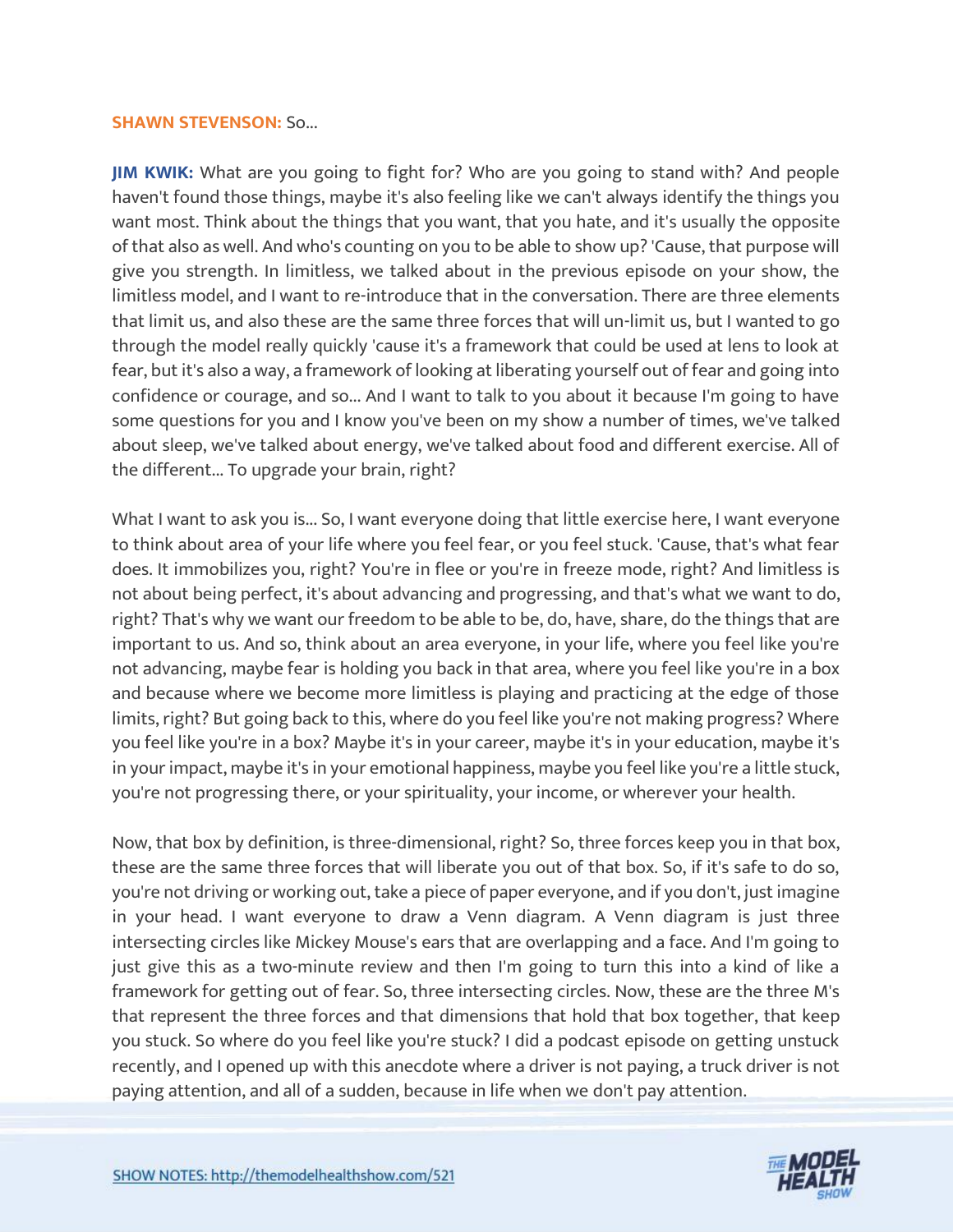**SHAWN STEVENSON:** So...

**JIM KWIK:** What are you going to fight for? Who are you going to stand with? And people haven't found those things, maybe it's also feeling like we can't always identify the things you want most. Think about the things that you want, that you hate, and it's usually the opposite of that also as well. And who's counting on you to be able to show up? 'Cause, that purpose will give you strength. In limitless, we talked about in the previous episode on your show, the limitless model, and I want to re-introduce that in the conversation. There are three elements that limit us, and also these are the same three forces that will un-limit us, but I wanted to go through the model really quickly 'cause it's a framework that could be used at lens to look at fear, but it's also a way, a framework of looking at liberating yourself out of fear and going into confidence or courage, and so... And I want to talk to you about it because I'm going to have some questions for you and I know you've been on my show a number of times, we've talked about sleep, we've talked about energy, we've talked about food and different exercise. All of the different... To upgrade your brain, right?

What I want to ask you is... So, I want everyone doing that little exercise here, I want everyone to think about area of your life where you feel fear, or you feel stuck. 'Cause, that's what fear does. It immobilizes you, right? You're in flee or you're in freeze mode, right? And limitless is not about being perfect, it's about advancing and progressing, and that's what we want to do, right? That's why we want our freedom to be able to be, do, have, share, do the things that are important to us. And so, think about an area everyone, in your life, where you feel like you're not advancing, maybe fear is holding you back in that area, where you feel like you're in a box and because where we become more limitless is playing and practicing at the edge of those limits, right? But going back to this, where do you feel like you're not making progress? Where you feel like you're in a box? Maybe it's in your career, maybe it's in your education, maybe it's in your impact, maybe it's in your emotional happiness, maybe you feel like you're a little stuck, you're not progressing there, or your spirituality, your income, or wherever your health.

Now, that box by definition, is three-dimensional, right? So, three forces keep you in that box, these are the same three forces that will liberate you out of that box. So, if it's safe to do so, you're not driving or working out, take a piece of paper everyone, and if you don't, just imagine in your head. I want everyone to draw a Venn diagram. A Venn diagram is just three intersecting circles like Mickey Mouse's ears that are overlapping and a face. And I'm going to just give this as a two-minute review and then I'm going to turn this into a kind of like a framework for getting out of fear. So, three intersecting circles. Now, these are the three M's that represent the three forces and that dimensions that hold that box together, that keep you stuck. So where do you feel like you're stuck? I did a podcast episode on getting unstuck recently, and I opened up with this anecdote where a driver is not paying, a truck driver is not paying attention, and all of a sudden, because in life when we don't pay attention.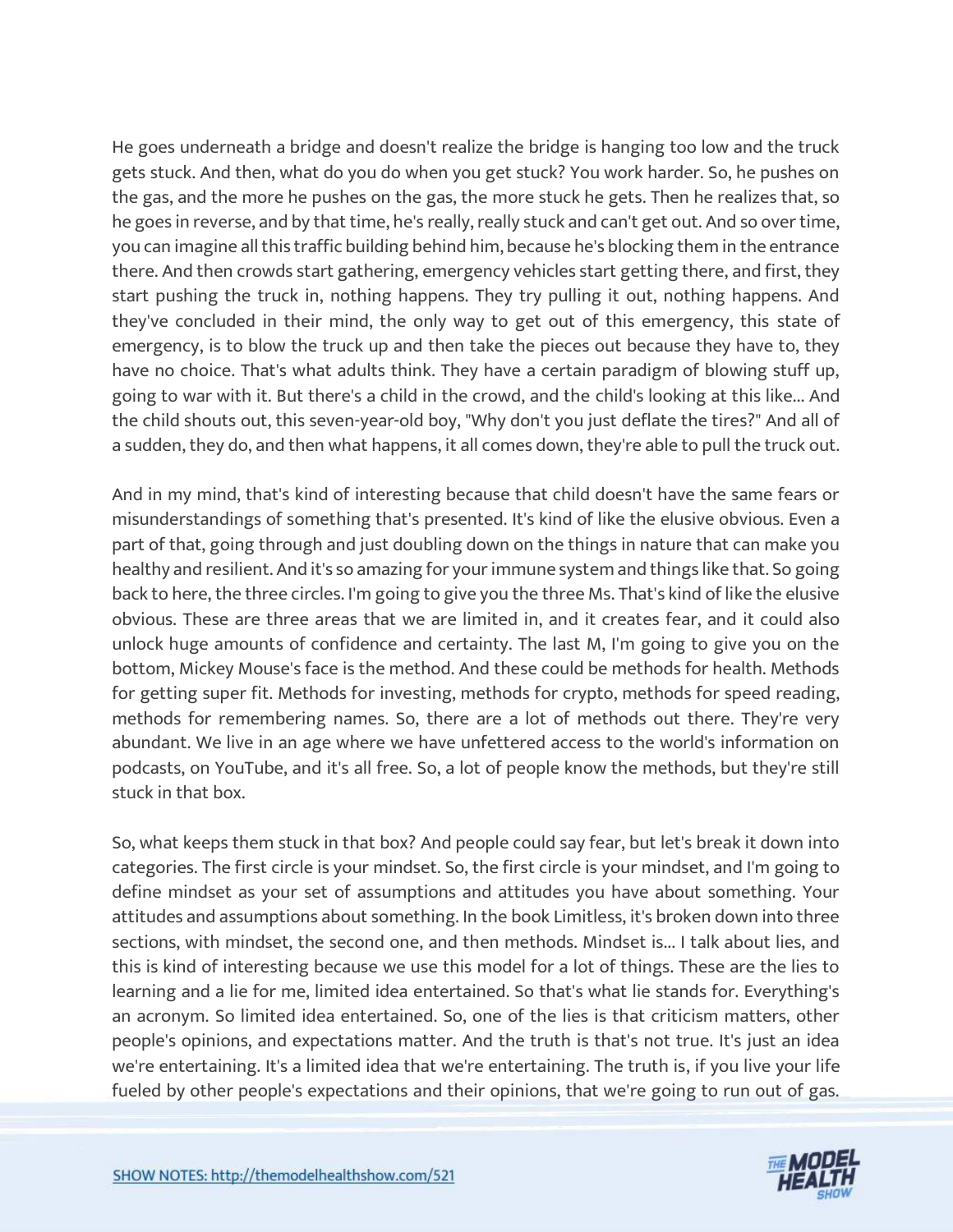He goes underneath a bridge and doesn't realize the bridge is hanging too low and the truck gets stuck. And then, what do you do when you get stuck? You work harder. So, he pushes on the gas, and the more he pushes on the gas, the more stuck he gets. Then he realizes that, so he goes in reverse, and by that time, he's really, really stuck and can't get out. And so over time, you can imagine all this traffic building behind him, because he's blocking them in the entrance there. And then crowds start gathering, emergency vehicles start getting there, and first, they start pushing the truck in, nothing happens. They try pulling it out, nothing happens. And they've concluded in their mind, the only way to get out of this emergency, this state of emergency, is to blow the truck up and then take the pieces out because they have to, they have no choice. That's what adults think. They have a certain paradigm of blowing stuff up, going to war with it. But there's a child in the crowd, and the child's looking at this like... And the child shouts out, this seven-year-old boy, "Why don't you just deflate the tires?" And all of a sudden, they do, and then what happens, it all comes down, they're able to pull the truck out.

And in my mind, that's kind of interesting because that child doesn't have the same fears or misunderstandings of something that's presented. It's kind of like the elusive obvious. Even a part of that, going through and just doubling down on the things in nature that can make you healthy and resilient. And it's so amazing for your immune system and things like that. So going back to here, the three circles. I'm going to give you the three Ms. That's kind of like the elusive obvious. These are three areas that we are limited in, and it creates fear, and it could also unlock huge amounts of confidence and certainty. The last M, I'm going to give you on the bottom, Mickey Mouse's face is the method. And these could be methods for health. Methods for getting super fit. Methods for investing, methods for crypto, methods for speed reading, methods for remembering names. So, there are a lot of methods out there. They're very abundant. We live in an age where we have unfettered access to the world's information on podcasts, on YouTube, and it's all free. So, a lot of people know the methods, but they're still stuck in that box.

So, what keeps them stuck in that box? And people could say fear, but let's break it down into categories. The first circle is your mindset. So, the first circle is your mindset, and I'm going to define mindset as your set of assumptions and attitudes you have about something. Your attitudes and assumptions about something. In the book Limitless, it's broken down into three sections, with mindset, the second one, and then methods. Mindset is... I talk about lies, and this is kind of interesting because we use this model for a lot of things. These are the lies to learning and a lie for me, limited idea entertained. So that's what lie stands for. Everything's an acronym. So limited idea entertained. So, one of the lies is that criticism matters, other people's opinions, and expectations matter. And the truth is that's not true. It's just an idea we're entertaining. It's a limited idea that we're entertaining. The truth is, if you live your life fueled by other people's expectations and their opinions, that we're going to run out of gas.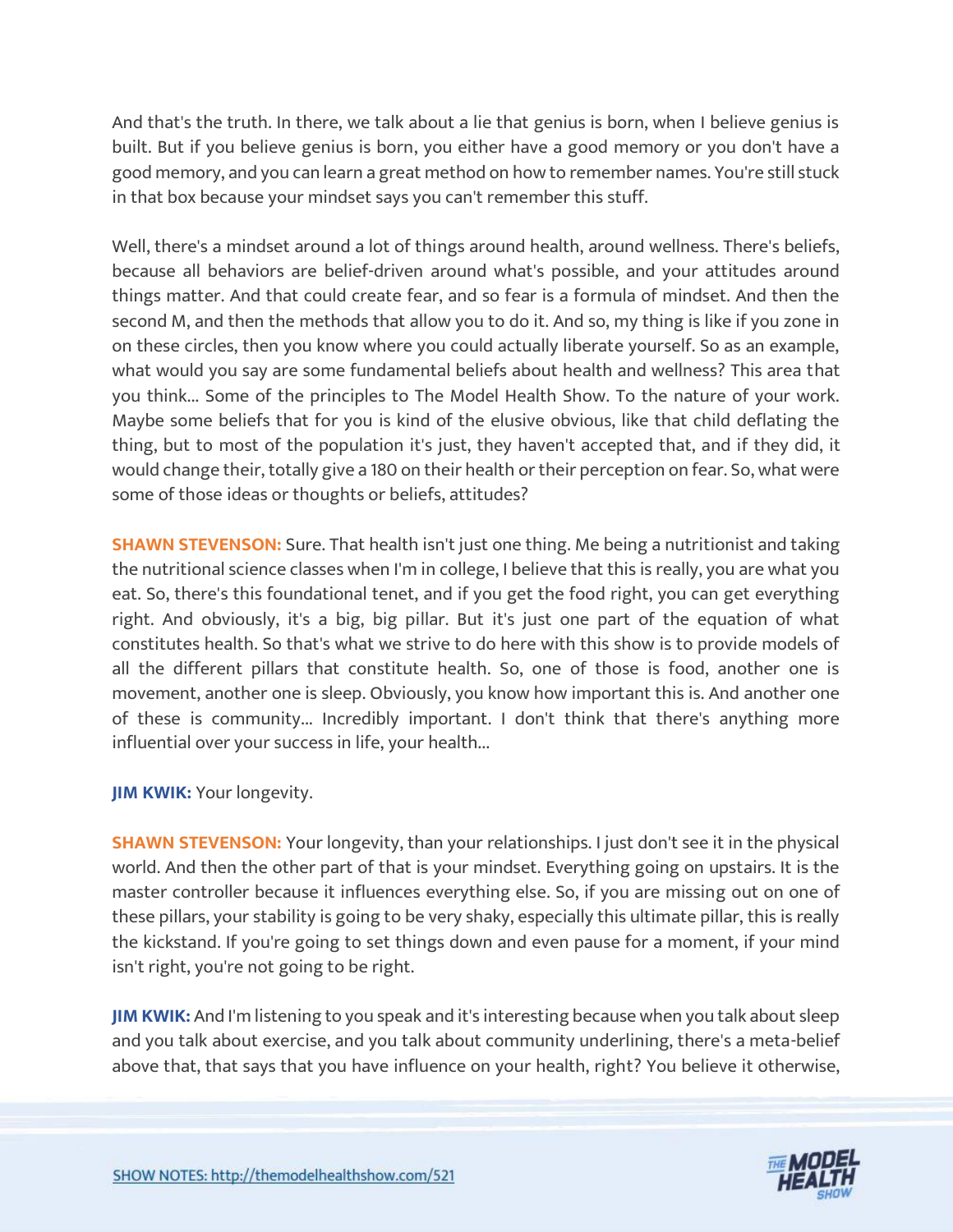And that's the truth. In there, we talk about a lie that genius is born, when I believe genius is built. But if you believe genius is born, you either have a good memory or you don't have a good memory, and you can learn a great method on how to remember names. You're still stuck in that box because your mindset says you can't remember this stuff.

Well, there's a mindset around a lot of things around health, around wellness. There's beliefs, because all behaviors are belief-driven around what's possible, and your attitudes around things matter. And that could create fear, and so fear is a formula of mindset. And then the second M, and then the methods that allow you to do it. And so, my thing is like if you zone in on these circles, then you know where you could actually liberate yourself. So as an example, what would you say are some fundamental beliefs about health and wellness? This area that you think... Some of the principles to The Model Health Show. To the nature of your work. Maybe some beliefs that for you is kind of the elusive obvious, like that child deflating the thing, but to most of the population it's just, they haven't accepted that, and if they did, it would change their, totally give a 180 on their health or their perception on fear. So, what were some of those ideas or thoughts or beliefs, attitudes?

**SHAWN STEVENSON:** Sure. That health isn't just one thing. Me being a nutritionist and taking the nutritional science classes when I'm in college, I believe that this is really, you are what you eat. So, there's this foundational tenet, and if you get the food right, you can get everything right. And obviously, it's a big, big pillar. But it's just one part of the equation of what constitutes health. So that's what we strive to do here with this show is to provide models of all the different pillars that constitute health. So, one of those is food, another one is movement, another one is sleep. Obviously, you know how important this is. And another one of these is community... Incredibly important. I don't think that there's anything more influential over your success in life, your health...

**JIM KWIK:** Your longevity.

**SHAWN STEVENSON:** Your longevity, than your relationships. I just don't see it in the physical world. And then the other part of that is your mindset. Everything going on upstairs. It is the master controller because it influences everything else. So, if you are missing out on one of these pillars, your stability is going to be very shaky, especially this ultimate pillar, this is really the kickstand. If you're going to set things down and even pause for a moment, if your mind isn't right, you're not going to be right.

**JIM KWIK:** And I'm listening to you speak and it's interesting because when you talk about sleep and you talk about exercise, and you talk about community underlining, there's a meta-belief above that, that says that you have influence on your health, right? You believe it otherwise,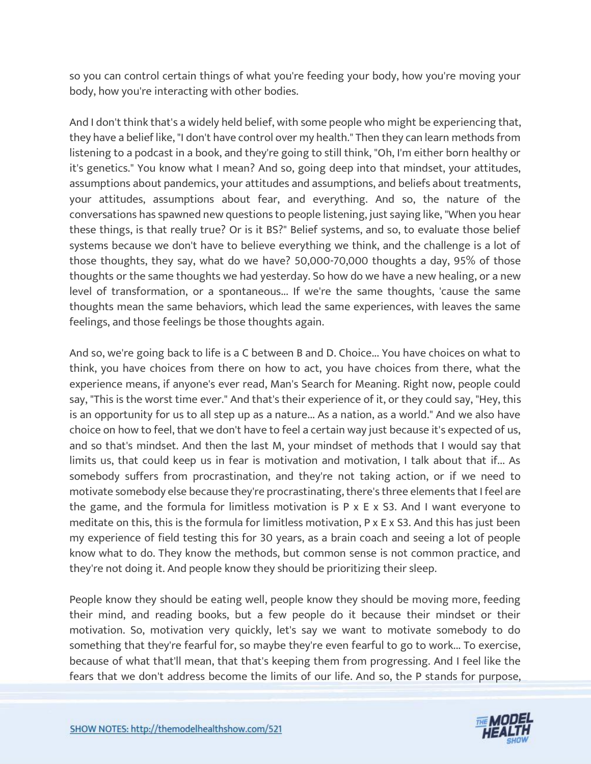so you can control certain things of what you're feeding your body, how you're moving your body, how you're interacting with other bodies.

And I don't think that's a widely held belief, with some people who might be experiencing that, they have a belief like, "I don't have control over my health." Then they can learn methods from listening to a podcast in a book, and they're going to still think, "Oh, I'm either born healthy or it's genetics." You know what I mean? And so, going deep into that mindset, your attitudes, assumptions about pandemics, your attitudes and assumptions, and beliefs about treatments, your attitudes, assumptions about fear, and everything. And so, the nature of the conversations has spawned new questions to people listening, just saying like, "When you hear these things, is that really true? Or is it BS?" Belief systems, and so, to evaluate those belief systems because we don't have to believe everything we think, and the challenge is a lot of those thoughts, they say, what do we have? 50,000-70,000 thoughts a day, 95% of those thoughts or the same thoughts we had yesterday. So how do we have a new healing, or a new level of transformation, or a spontaneous... If we're the same thoughts, 'cause the same thoughts mean the same behaviors, which lead the same experiences, with leaves the same feelings, and those feelings be those thoughts again.

And so, we're going back to life is a C between B and D. Choice... You have choices on what to think, you have choices from there on how to act, you have choices from there, what the experience means, if anyone's ever read, Man's Search for Meaning. Right now, people could say, "This is the worst time ever." And that's their experience of it, or they could say, "Hey, this is an opportunity for us to all step up as a nature... As a nation, as a world." And we also have choice on how to feel, that we don't have to feel a certain way just because it's expected of us, and so that's mindset. And then the last M, your mindset of methods that I would say that limits us, that could keep us in fear is motivation and motivation, I talk about that if... As somebody suffers from procrastination, and they're not taking action, or if we need to motivate somebody else because they're procrastinating, there's three elements that I feel are the game, and the formula for limitless motivation is P x E x S3. And I want everyone to meditate on this, this is the formula for limitless motivation, P x E x S3. And this has just been my experience of field testing this for 30 years, as a brain coach and seeing a lot of people know what to do. They know the methods, but common sense is not common practice, and they're not doing it. And people know they should be prioritizing their sleep.

People know they should be eating well, people know they should be moving more, feeding their mind, and reading books, but a few people do it because their mindset or their motivation. So, motivation very quickly, let's say we want to motivate somebody to do something that they're fearful for, so maybe they're even fearful to go to work... To exercise, because of what that'll mean, that that's keeping them from progressing. And I feel like the fears that we don't address become the limits of our life. And so, the P stands for purpose,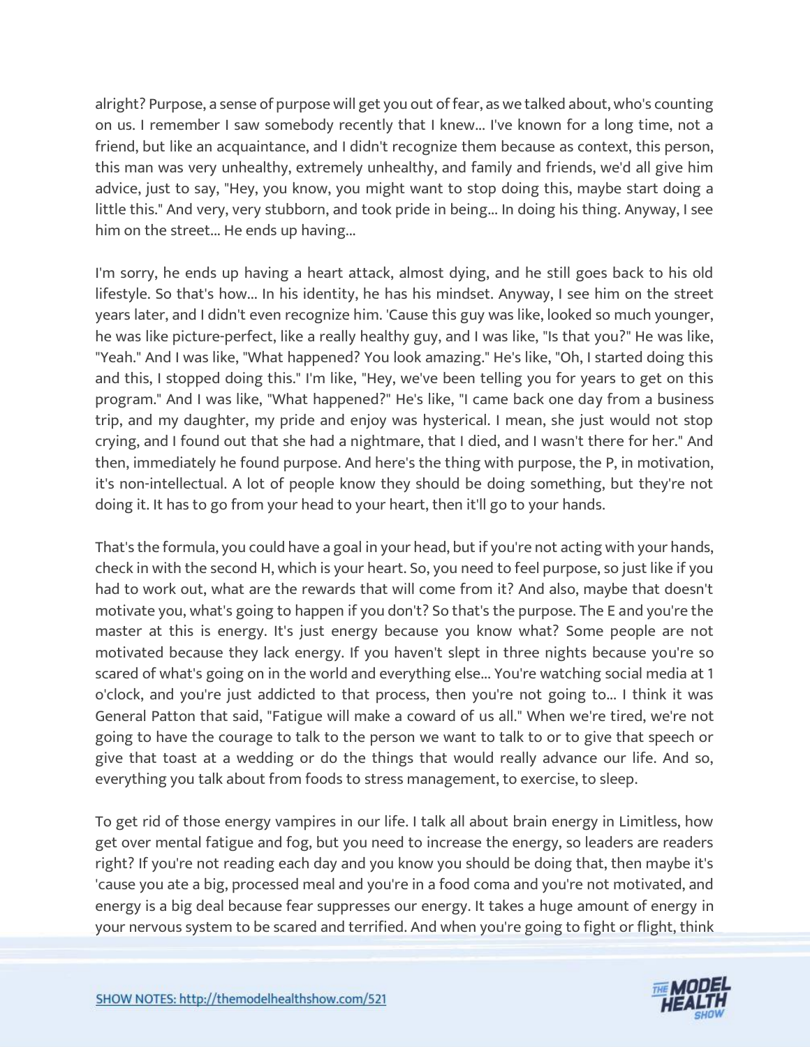alright? Purpose, a sense of purpose will get you out of fear, as we talked about, who's counting on us. I remember I saw somebody recently that I knew... I've known for a long time, not a friend, but like an acquaintance, and I didn't recognize them because as context, this person, this man was very unhealthy, extremely unhealthy, and family and friends, we'd all give him advice, just to say, "Hey, you know, you might want to stop doing this, maybe start doing a little this." And very, very stubborn, and took pride in being... In doing his thing. Anyway, I see him on the street... He ends up having...

I'm sorry, he ends up having a heart attack, almost dying, and he still goes back to his old lifestyle. So that's how... In his identity, he has his mindset. Anyway, I see him on the street years later, and I didn't even recognize him. 'Cause this guy was like, looked so much younger, he was like picture-perfect, like a really healthy guy, and I was like, "Is that you?" He was like, "Yeah." And I was like, "What happened? You look amazing." He's like, "Oh, I started doing this and this, I stopped doing this." I'm like, "Hey, we've been telling you for years to get on this program." And I was like, "What happened?" He's like, "I came back one day from a business trip, and my daughter, my pride and enjoy was hysterical. I mean, she just would not stop crying, and I found out that she had a nightmare, that I died, and I wasn't there for her." And then, immediately he found purpose. And here's the thing with purpose, the P, in motivation, it's non-intellectual. A lot of people know they should be doing something, but they're not doing it. It has to go from your head to your heart, then it'll go to your hands.

That's the formula, you could have a goal in your head, but if you're not acting with your hands, check in with the second H, which is your heart. So, you need to feel purpose, so just like if you had to work out, what are the rewards that will come from it? And also, maybe that doesn't motivate you, what's going to happen if you don't? So that's the purpose. The E and you're the master at this is energy. It's just energy because you know what? Some people are not motivated because they lack energy. If you haven't slept in three nights because you're so scared of what's going on in the world and everything else... You're watching social media at 1 o'clock, and you're just addicted to that process, then you're not going to... I think it was General Patton that said, "Fatigue will make a coward of us all." When we're tired, we're not going to have the courage to talk to the person we want to talk to or to give that speech or give that toast at a wedding or do the things that would really advance our life. And so, everything you talk about from foods to stress management, to exercise, to sleep.

To get rid of those energy vampires in our life. I talk all about brain energy in Limitless, how get over mental fatigue and fog, but you need to increase the energy, so leaders are readers right? If you're not reading each day and you know you should be doing that, then maybe it's 'cause you ate a big, processed meal and you're in a food coma and you're not motivated, and energy is a big deal because fear suppresses our energy. It takes a huge amount of energy in your nervous system to be scared and terrified. And when you're going to fight or flight, think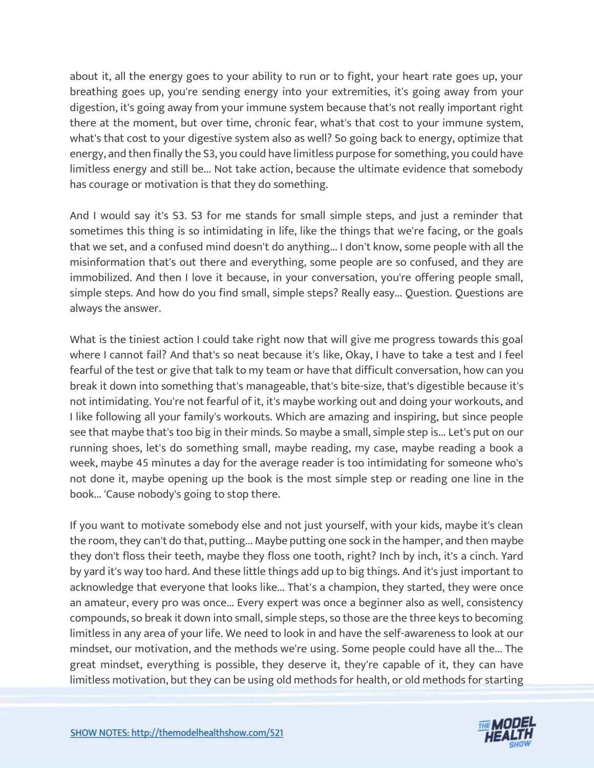about it, all the energy goes to your ability to run or to fight, your heart rate goes up, your breathing goes up, you're sending energy into your extremities, it's going away from your digestion, it's going away from your immune system because that's not really important right there at the moment, but over time, chronic fear, what's that cost to your immune system, what's that cost to your digestive system also as well? So going back to energy, optimize that energy, and then finally the S3, you could have limitless purpose for something, you could have limitless energy and still be... Not take action, because the ultimate evidence that somebody has courage or motivation is that they do something.

And I would say it's S3. S3 for me stands for small simple steps, and just a reminder that sometimes this thing is so intimidating in life, like the things that we're facing, or the goals that we set, and a confused mind doesn't do anything... I don't know, some people with all the misinformation that's out there and everything, some people are so confused, and they are immobilized. And then I love it because, in your conversation, you're offering people small, simple steps. And how do you find small, simple steps? Really easy... Question. Questions are always the answer.

What is the tiniest action I could take right now that will give me progress towards this goal where I cannot fail? And that's so neat because it's like, Okay, I have to take a test and I feel fearful of the test or give that talk to my team or have that difficult conversation, how can you break it down into something that's manageable, that's bite-size, that's digestible because it's not intimidating. You're not fearful of it, it's maybe working out and doing your workouts, and I like following all your family's workouts. Which are amazing and inspiring, but since people see that maybe that's too big in their minds. So maybe a small, simple step is... Let's put on our running shoes, let's do something small, maybe reading, my case, maybe reading a book a week, maybe 45 minutes a day for the average reader is too intimidating for someone who's not done it, maybe opening up the book is the most simple step or reading one line in the book... 'Cause nobody's going to stop there.

If you want to motivate somebody else and not just yourself, with your kids, maybe it's clean the room, they can't do that, putting... Maybe putting one sock in the hamper, and then maybe they don't floss their teeth, maybe they floss one tooth, right? Inch by inch, it's a cinch. Yard by yard it's way too hard. And these little things add up to big things. And it's just important to acknowledge that everyone that looks like... That's a champion, they started, they were once an amateur, every pro was once... Every expert was once a beginner also as well, consistency compounds, so break it down into small, simple steps, so those are the three keys to becoming limitless in any area of your life. We need to look in and have the self-awareness to look at our mindset, our motivation, and the methods we're using. Some people could have all the... The great mindset, everything is possible, they deserve it, they're capable of it, they can have limitless motivation, but they can be using old methods for health, or old methods for starting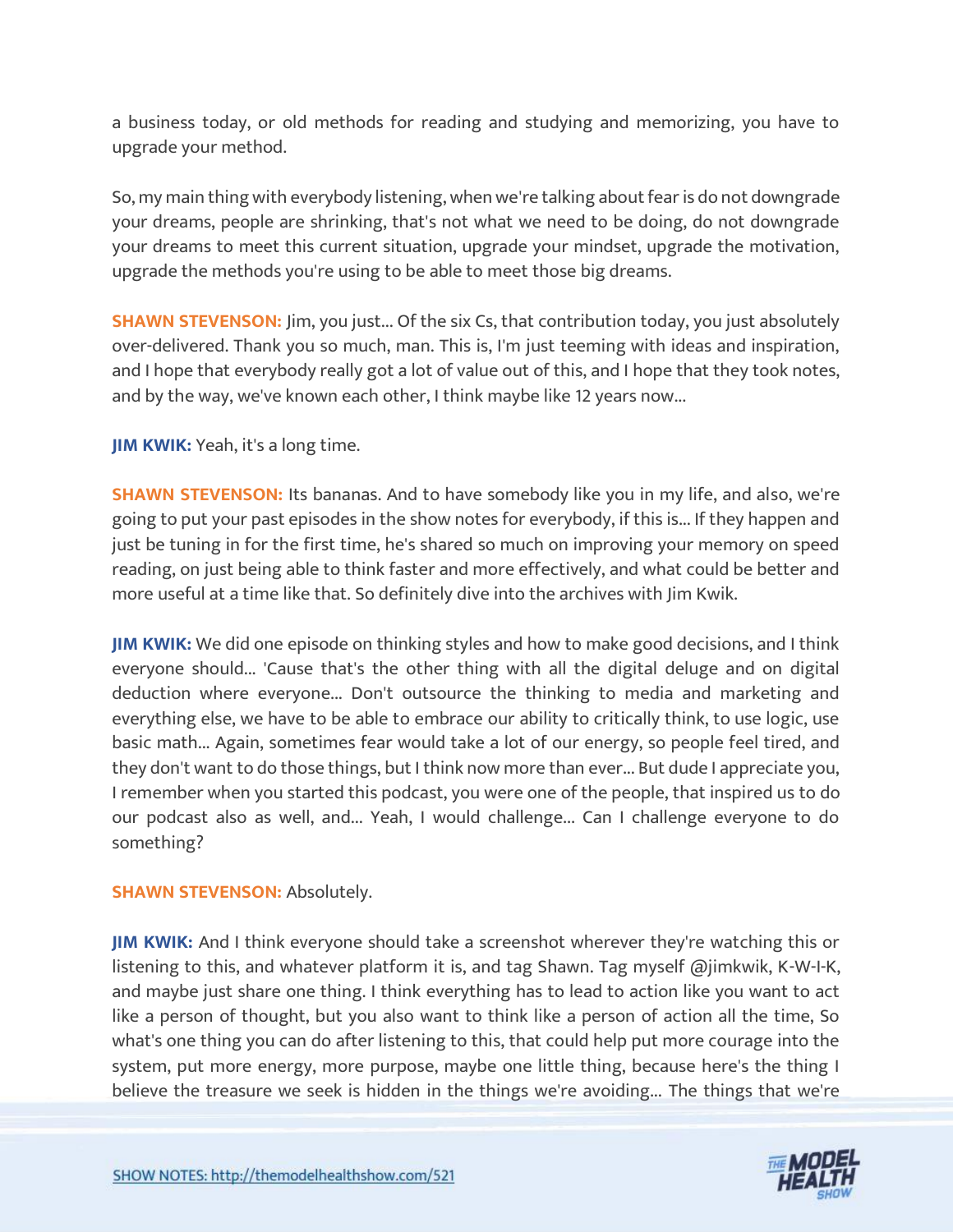a business today, or old methods for reading and studying and memorizing, you have to upgrade your method.

So, my main thing with everybody listening, when we're talking about fear is do not downgrade your dreams, people are shrinking, that's not what we need to be doing, do not downgrade your dreams to meet this current situation, upgrade your mindset, upgrade the motivation, upgrade the methods you're using to be able to meet those big dreams.

**SHAWN STEVENSON:** Jim, you just... Of the six Cs, that contribution today, you just absolutely over-delivered. Thank you so much, man. This is, I'm just teeming with ideas and inspiration, and I hope that everybody really got a lot of value out of this, and I hope that they took notes, and by the way, we've known each other, I think maybe like 12 years now...

**JIM KWIK:** Yeah, it's a long time.

**SHAWN STEVENSON:** Its bananas. And to have somebody like you in my life, and also, we're going to put your past episodes in the show notes for everybody, if this is... If they happen and just be tuning in for the first time, he's shared so much on improving your memory on speed reading, on just being able to think faster and more effectively, and what could be better and more useful at a time like that. So definitely dive into the archives with Jim Kwik.

**JIM KWIK:** We did one episode on thinking styles and how to make good decisions, and I think everyone should... 'Cause that's the other thing with all the digital deluge and on digital deduction where everyone... Don't outsource the thinking to media and marketing and everything else, we have to be able to embrace our ability to critically think, to use logic, use basic math... Again, sometimes fear would take a lot of our energy, so people feel tired, and they don't want to do those things, but I think now more than ever... But dude I appreciate you, I remember when you started this podcast, you were one of the people, that inspired us to do our podcast also as well, and... Yeah, I would challenge... Can I challenge everyone to do something?

**SHAWN STEVENSON:** Absolutely.

**JIM KWIK:** And I think everyone should take a screenshot wherever they're watching this or listening to this, and whatever platform it is, and tag Shawn. Tag myself @jimkwik, K-W-I-K, and maybe just share one thing. I think everything has to lead to action like you want to act like a person of thought, but you also want to think like a person of action all the time, So what's one thing you can do after listening to this, that could help put more courage into the system, put more energy, more purpose, maybe one little thing, because here's the thing I believe the treasure we seek is hidden in the things we're avoiding... The things that we're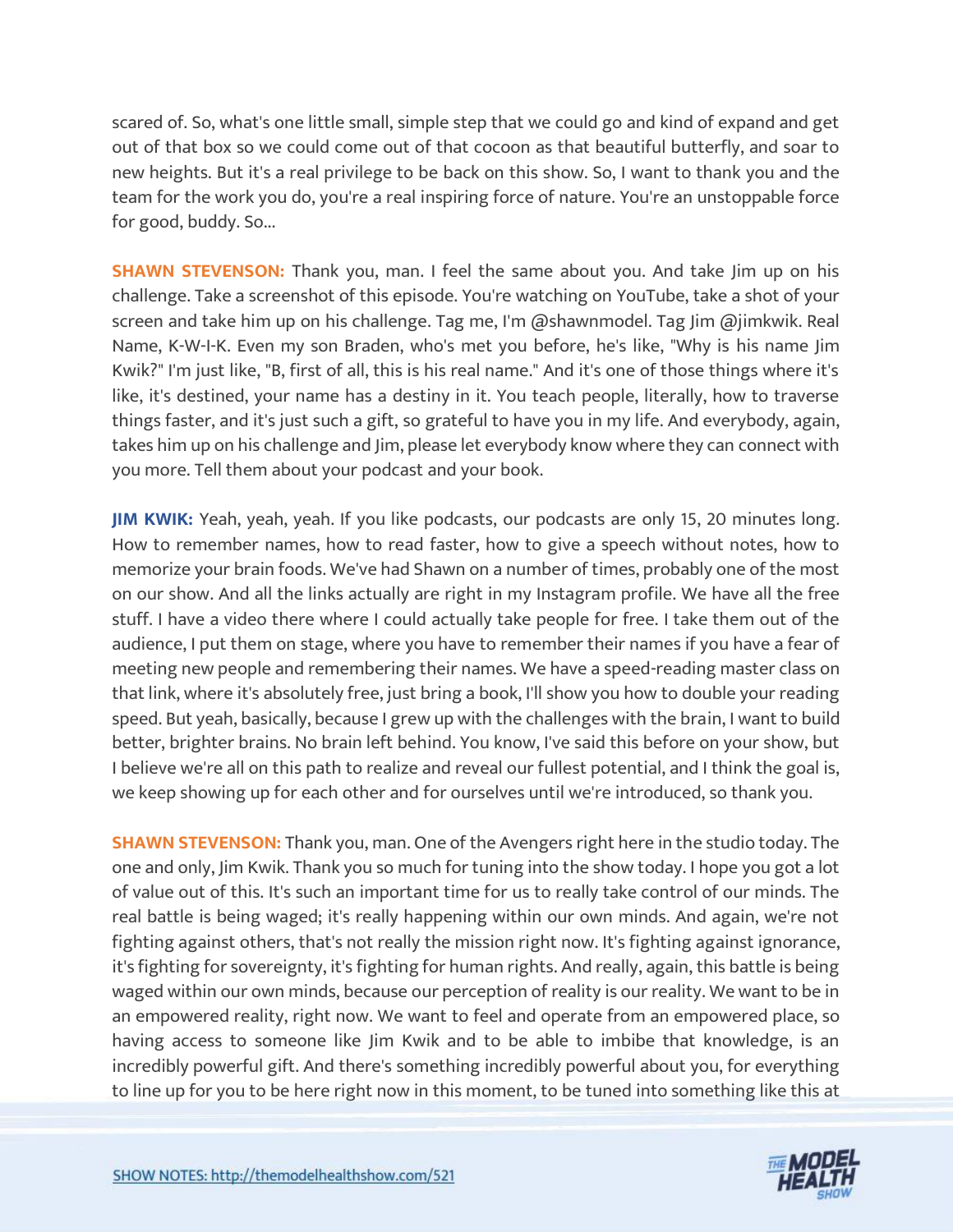scared of. So, what's one little small, simple step that we could go and kind of expand and get out of that box so we could come out of that cocoon as that beautiful butterfly, and soar to new heights. But it's a real privilege to be back on this show. So, I want to thank you and the team for the work you do, you're a real inspiring force of nature. You're an unstoppable force for good, buddy. So...

**SHAWN STEVENSON:** Thank you, man. I feel the same about you. And take Jim up on his challenge. Take a screenshot of this episode. You're watching on YouTube, take a shot of your screen and take him up on his challenge. Tag me, I'm @shawnmodel. Tag Jim @jimkwik. Real Name, K-W-I-K. Even my son Braden, who's met you before, he's like, "Why is his name Jim Kwik?" I'm just like, "B, first of all, this is his real name." And it's one of those things where it's like, it's destined, your name has a destiny in it. You teach people, literally, how to traverse things faster, and it's just such a gift, so grateful to have you in my life. And everybody, again, takes him up on his challenge and Jim, please let everybody know where they can connect with you more. Tell them about your podcast and your book.

**JIM KWIK:** Yeah, yeah, yeah. If you like podcasts, our podcasts are only 15, 20 minutes long. How to remember names, how to read faster, how to give a speech without notes, how to memorize your brain foods. We've had Shawn on a number of times, probably one of the most on our show. And all the links actually are right in my Instagram profile. We have all the free stuff. I have a video there where I could actually take people for free. I take them out of the audience, I put them on stage, where you have to remember their names if you have a fear of meeting new people and remembering their names. We have a speed-reading master class on that link, where it's absolutely free, just bring a book, I'll show you how to double your reading speed. But yeah, basically, because I grew up with the challenges with the brain, I want to build better, brighter brains. No brain left behind. You know, I've said this before on your show, but I believe we're all on this path to realize and reveal our fullest potential, and I think the goal is, we keep showing up for each other and for ourselves until we're introduced, so thank you.

**SHAWN STEVENSON:** Thank you, man. One of the Avengers right here in the studio today. The one and only, Jim Kwik. Thank you so much for tuning into the show today. I hope you got a lot of value out of this. It's such an important time for us to really take control of our minds. The real battle is being waged; it's really happening within our own minds. And again, we're not fighting against others, that's not really the mission right now. It's fighting against ignorance, it's fighting for sovereignty, it's fighting for human rights. And really, again, this battle is being waged within our own minds, because our perception of reality is our reality. We want to be in an empowered reality, right now. We want to feel and operate from an empowered place, so having access to someone like Jim Kwik and to be able to imbibe that knowledge, is an incredibly powerful gift. And there's something incredibly powerful about you, for everything to line up for you to be here right now in this moment, to be tuned into something like this at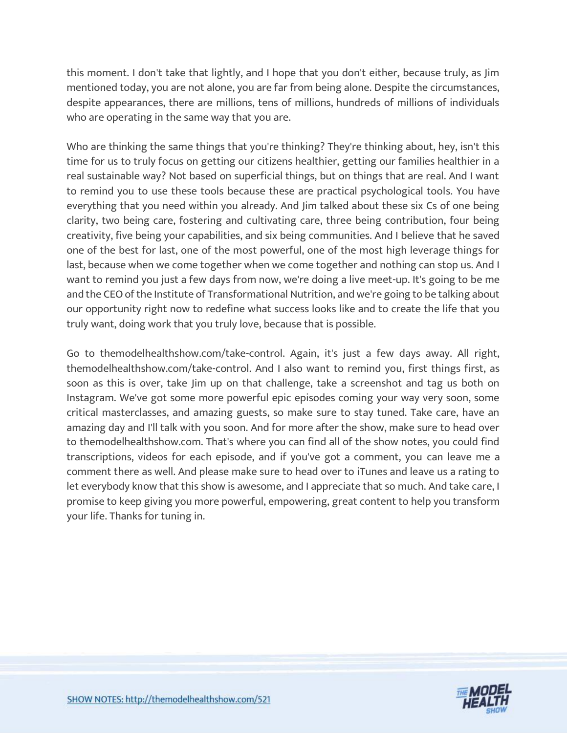this moment. I don't take that lightly, and I hope that you don't either, because truly, as Jim mentioned today, you are not alone, you are far from being alone. Despite the circumstances, despite appearances, there are millions, tens of millions, hundreds of millions of individuals who are operating in the same way that you are.

Who are thinking the same things that you're thinking? They're thinking about, hey, isn't this time for us to truly focus on getting our citizens healthier, getting our families healthier in a real sustainable way? Not based on superficial things, but on things that are real. And I want to remind you to use these tools because these are practical psychological tools. You have everything that you need within you already. And Jim talked about these six Cs of one being clarity, two being care, fostering and cultivating care, three being contribution, four being creativity, five being your capabilities, and six being communities. And I believe that he saved one of the best for last, one of the most powerful, one of the most high leverage things for last, because when we come together when we come together and nothing can stop us. And I want to remind you just a few days from now, we're doing a live meet-up. It's going to be me and the CEO of the Institute of Transformational Nutrition, and we're going to be talking about our opportunity right now to redefine what success looks like and to create the life that you truly want, doing work that you truly love, because that is possible.

Go to themodelhealthshow.com/take-control. Again, it's just a few days away. All right, themodelhealthshow.com/take-control. And I also want to remind you, first things first, as soon as this is over, take Jim up on that challenge, take a screenshot and tag us both on Instagram. We've got some more powerful epic episodes coming your way very soon, some critical masterclasses, and amazing guests, so make sure to stay tuned. Take care, have an amazing day and I'll talk with you soon. And for more after the show, make sure to head over to themodelhealthshow.com. That's where you can find all of the show notes, you could find transcriptions, videos for each episode, and if you've got a comment, you can leave me a comment there as well. And please make sure to head over to iTunes and leave us a rating to let everybody know that this show is awesome, and I appreciate that so much. And take care, I promise to keep giving you more powerful, empowering, great content to help you transform your life. Thanks for tuning in.